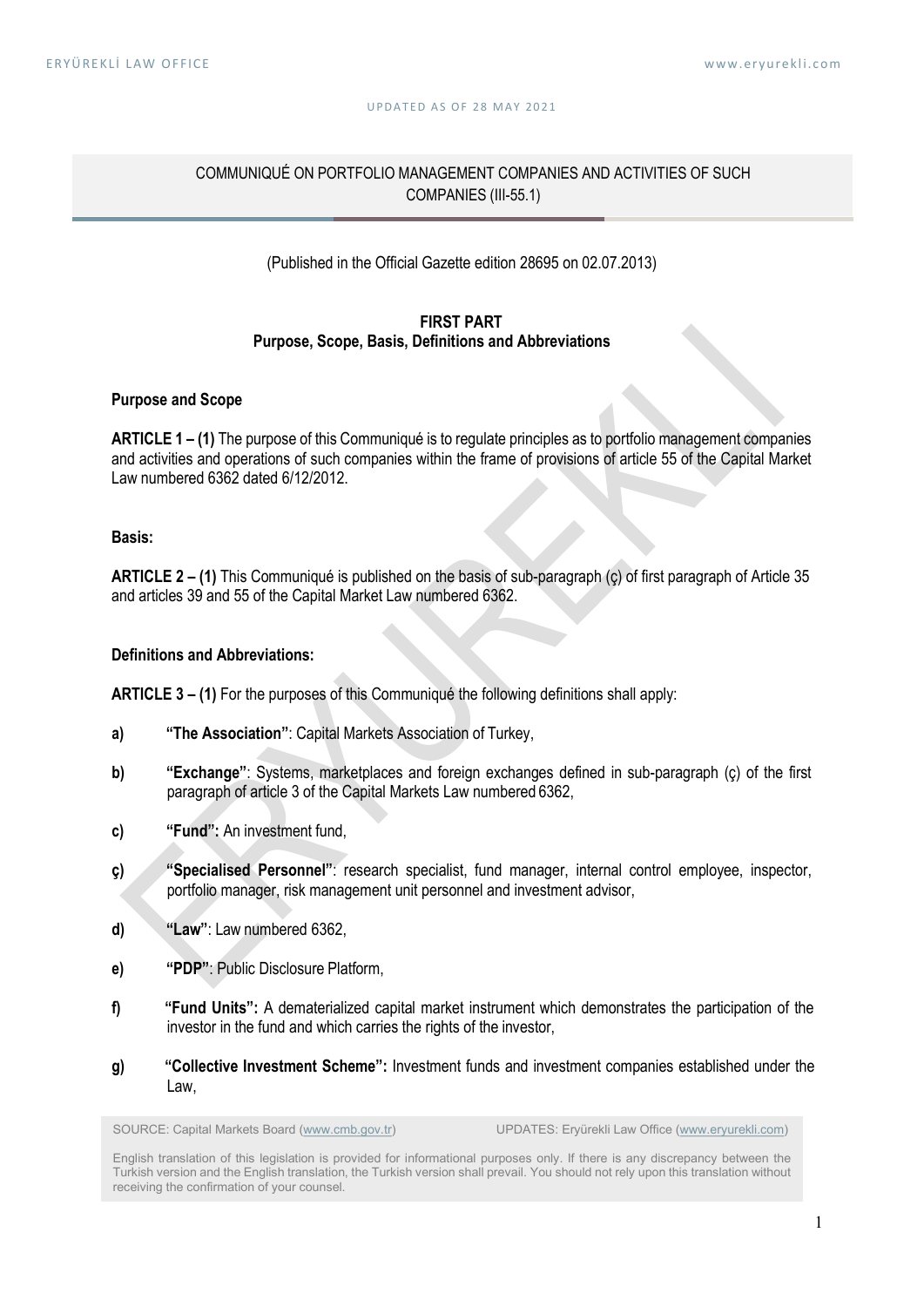UPDATED AS OF 28 MAY 2021

# COMMUNIQUÉ ON PORTFOLIO MANAGEMENT COMPANIES AND ACTIVITIES OF SUCH COMPANIES (III-55.1)

(Published in the Official Gazette edition 28695 on 02.07.2013)

## FIRST PART
## Purpose, Scope, Basis, Definitions and Abbreviations

### Purpose and Scope

**ARTICLE 1 – (1)** The purpose of this Communiqué is to regulate principles as to portfolio management companies and activities and operations of such companies within the frame of provisions of article 55 of the Capital Market Law numbered 6362 dated 6/12/2012.

### Basis:

**ARTICLE 2 – (1)** This Communiqué is published on the basis of sub-paragraph (ç) of first paragraph of Article 35 and articles 39 and 55 of the Capital Market Law numbered 6362.

### Definitions and Abbreviations:

**ARTICLE 3 – (1)** For the purposes of this Communiqué the following definitions shall apply:

**a)** **"The Association"**: Capital Markets Association of Turkey,

**b)** **"Exchange"**: Systems, marketplaces and foreign exchanges defined in sub-paragraph (ç) of the first paragraph of article 3 of the Capital Markets Law numbered 6362,

**c)** **"Fund":** An investment fund,

**ç)** **"Specialised Personnel"**: research specialist, fund manager, internal control employee, inspector, portfolio manager, risk management unit personnel and investment advisor,

**d)** **"Law"**: Law numbered 6362,

**e)** **"PDP"**: Public Disclosure Platform,

**f)** **"Fund Units":** A dematerialized capital market instrument which demonstrates the participation of the investor in the fund and which carries the rights of the investor,

**g)** **"Collective Investment Scheme":** Investment funds and investment companies established under the Law,

SOURCE: Capital Markets Board (www.cmb.gov.tr) UPDATES: Eryürekli Law Office (www.eryurekli.com)

English translation of this legislation is provided for informational purposes only. If there is any discrepancy between the Turkish version and the English translation, the Turkish version shall prevail. You should not rely upon this translation without receiving the confirmation of your counsel.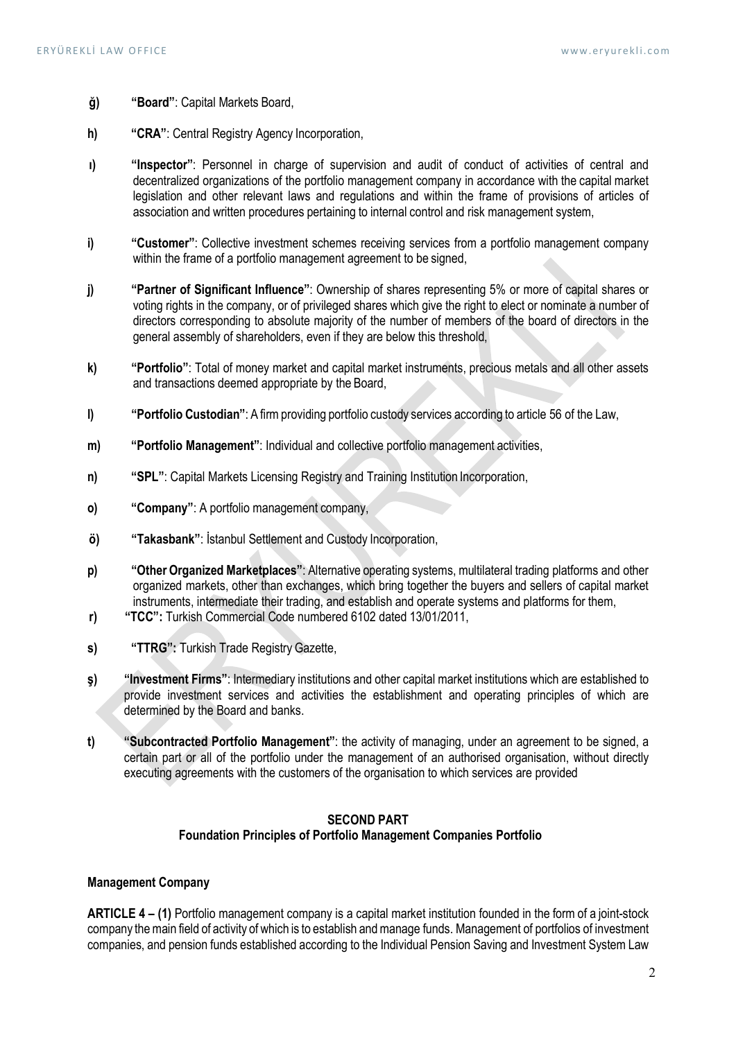**ğ)** **"Board"**: Capital Markets Board,

**h)** **"CRA"**: Central Registry Agency Incorporation,

**ı)** **"Inspector"**: Personnel in charge of supervision and audit of conduct of activities of central and decentralized organizations of the portfolio management company in accordance with the capital market legislation and other relevant laws and regulations and within the frame of provisions of articles of association and written procedures pertaining to internal control and risk management system,

**i)** **"Customer"**: Collective investment schemes receiving services from a portfolio management company within the frame of a portfolio management agreement to be signed,

**j)** **"Partner of Significant Influence"**: Ownership of shares representing 5% or more of capital shares or voting rights in the company, or of privileged shares which give the right to elect or nominate a number of directors corresponding to absolute majority of the number of members of the board of directors in the general assembly of shareholders, even if they are below this threshold,

**k)** **"Portfolio"**: Total of money market and capital market instruments, precious metals and all other assets and transactions deemed appropriate by the Board,

**l)** **"Portfolio Custodian"**: A firm providing portfolio custody services according to article 56 of the Law,

**m)** **"Portfolio Management"**: Individual and collective portfolio management activities,

**n)** **"SPL"**: Capital Markets Licensing Registry and Training Institution Incorporation,

**o)** **"Company"**: A portfolio management company,

**ö)** **"Takasbank"**: İstanbul Settlement and Custody Incorporation,

**p)** **"Other Organized Marketplaces"**: Alternative operating systems, multilateral trading platforms and other organized markets, other than exchanges, which bring together the buyers and sellers of capital market instruments, intermediate their trading, and establish and operate systems and platforms for them,

**r)** **"TCC":** Turkish Commercial Code numbered 6102 dated 13/01/2011,

**s)** **"TTRG":** Turkish Trade Registry Gazette,

**ş)** **"Investment Firms"**: Intermediary institutions and other capital market institutions which are established to provide investment services and activities the establishment and operating principles of which are determined by the Board and banks.

**t)** **"Subcontracted Portfolio Management"**: the activity of managing, under an agreement to be signed, a certain part or all of the portfolio under the management of an authorised organisation, without directly executing agreements with the customers of the organisation to which services are provided

## SECOND PART
## Foundation Principles of Portfolio Management Companies Portfolio

**Management Company**

**ARTICLE 4 – (1)** Portfolio management company is a capital market institution founded in the form of a joint-stock company the main field of activity of which is to establish and manage funds. Management of portfolios of investment companies, and pension funds established according to the Individual Pension Saving and Investment System Law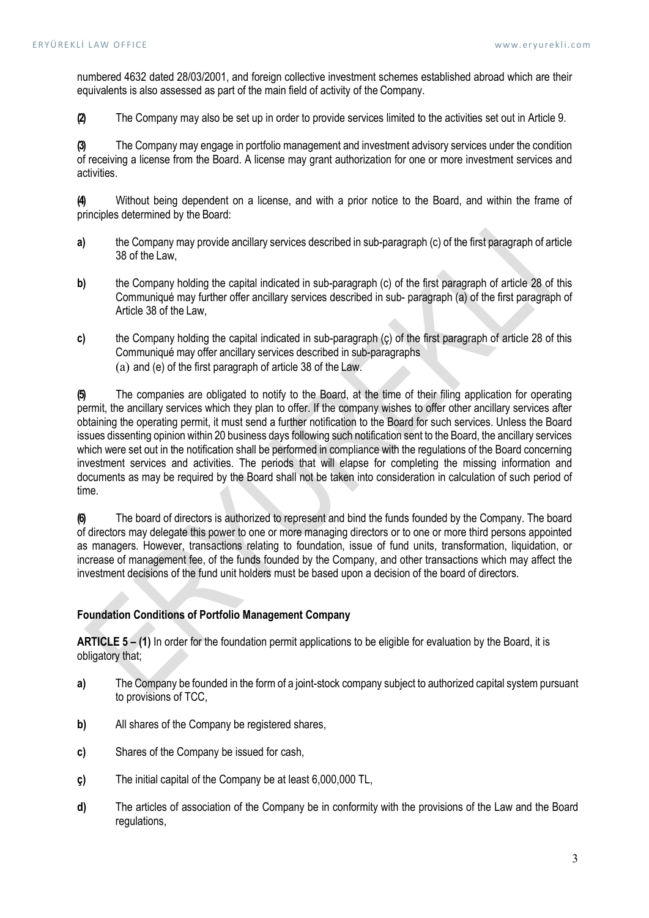numbered 4632 dated 28/03/2001, and foreign collective investment schemes established abroad which are their equivalents is also assessed as part of the main field of activity of the Company.

**(2)** The Company may also be set up in order to provide services limited to the activities set out in Article 9.

**(3)** The Company may engage in portfolio management and investment advisory services under the condition of receiving a license from the Board. A license may grant authorization for one or more investment services and activities.

**(4)** Without being dependent on a license, and with a prior notice to the Board, and within the frame of principles determined by the Board:

**a)** the Company may provide ancillary services described in sub-paragraph (c) of the first paragraph of article 38 of the Law,

**b)** the Company holding the capital indicated in sub-paragraph (c) of the first paragraph of article 28 of this Communiqué may further offer ancillary services described in sub- paragraph (a) of the first paragraph of Article 38 of the Law,

**c)** the Company holding the capital indicated in sub-paragraph (ç) of the first paragraph of article 28 of this Communiqué may offer ancillary services described in sub-paragraphs (a) and (e) of the first paragraph of article 38 of the Law.

**(5)** The companies are obligated to notify to the Board, at the time of their filing application for operating permit, the ancillary services which they plan to offer. If the company wishes to offer other ancillary services after obtaining the operating permit, it must send a further notification to the Board for such services. Unless the Board issues dissenting opinion within 20 business days following such notification sent to the Board, the ancillary services which were set out in the notification shall be performed in compliance with the regulations of the Board concerning investment services and activities. The periods that will elapse for completing the missing information and documents as may be required by the Board shall not be taken into consideration in calculation of such period of time.

**(6)** The board of directors is authorized to represent and bind the funds founded by the Company. The board of directors may delegate this power to one or more managing directors or to one or more third persons appointed as managers. However, transactions relating to foundation, issue of fund units, transformation, liquidation, or increase of management fee, of the funds founded by the Company, and other transactions which may affect the investment decisions of the fund unit holders must be based upon a decision of the board of directors.

**Foundation Conditions of Portfolio Management Company**

**ARTICLE 5 – (1)** In order for the foundation permit applications to be eligible for evaluation by the Board, it is obligatory that;

**a)** The Company be founded in the form of a joint-stock company subject to authorized capital system pursuant to provisions of TCC,

**b)** All shares of the Company be registered shares,

**c)** Shares of the Company be issued for cash,

**ç)** The initial capital of the Company be at least 6,000,000 TL,

**d)** The articles of association of the Company be in conformity with the provisions of the Law and the Board regulations,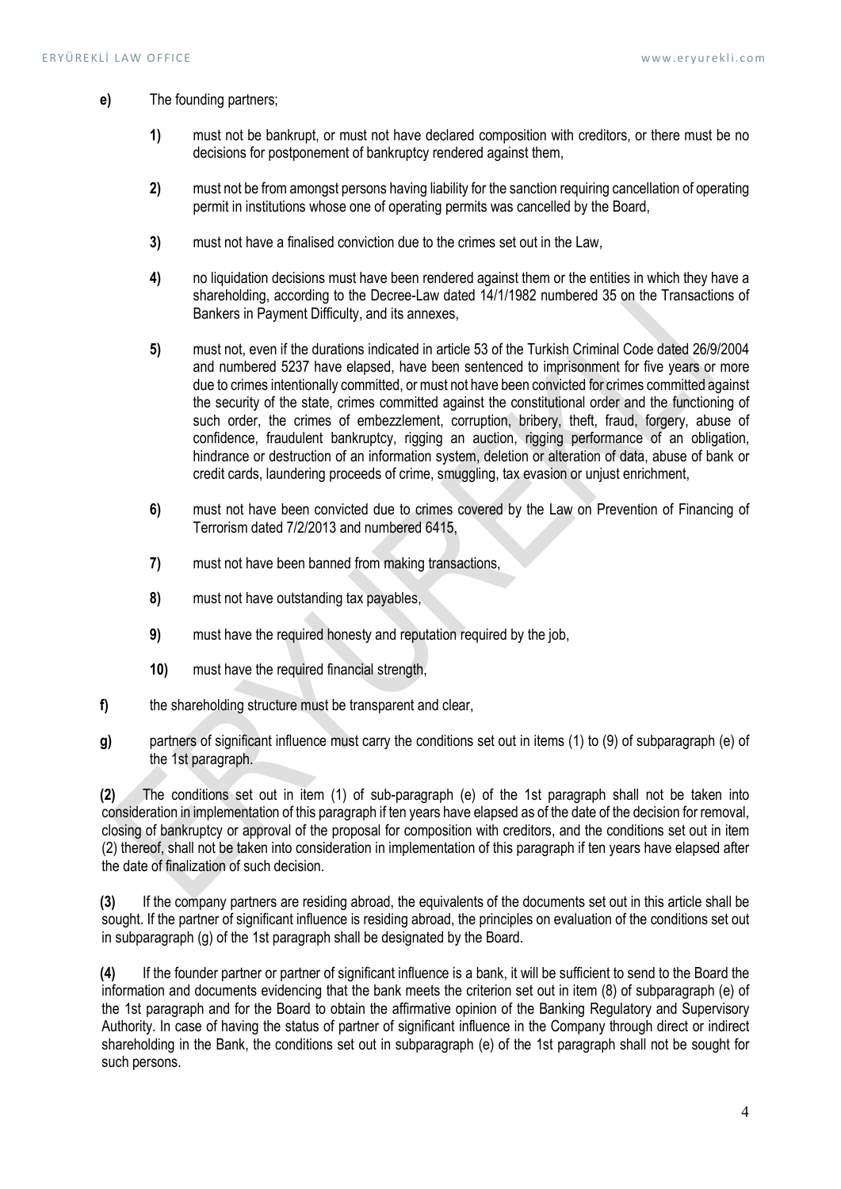**e)** The founding partners;

> **1)** must not be bankrupt, or must not have declared composition with creditors, or there must be no decisions for postponement of bankruptcy rendered against them,
>
> **2)** must not be from amongst persons having liability for the sanction requiring cancellation of operating permit in institutions whose one of operating permits was cancelled by the Board,
>
> **3)** must not have a finalised conviction due to the crimes set out in the Law,
>
> **4)** no liquidation decisions must have been rendered against them or the entities in which they have a shareholding, according to the Decree-Law dated 14/1/1982 numbered 35 on the Transactions of Bankers in Payment Difficulty, and its annexes,
>
> **5)** must not, even if the durations indicated in article 53 of the Turkish Criminal Code dated 26/9/2004 and numbered 5237 have elapsed, have been sentenced to imprisonment for five years or more due to crimes intentionally committed, or must not have been convicted for crimes committed against the security of the state, crimes committed against the constitutional order and the functioning of such order, the crimes of embezzlement, corruption, bribery, theft, fraud, forgery, abuse of confidence, fraudulent bankruptcy, rigging an auction, rigging performance of an obligation, hindrance or destruction of an information system, deletion or alteration of data, abuse of bank or credit cards, laundering proceeds of crime, smuggling, tax evasion or unjust enrichment,
>
> **6)** must not have been convicted due to crimes covered by the Law on Prevention of Financing of Terrorism dated 7/2/2013 and numbered 6415,
>
> **7)** must not have been banned from making transactions,
>
> **8)** must not have outstanding tax payables,
>
> **9)** must have the required honesty and reputation required by the job,
>
> **10)** must have the required financial strength,

**f)** the shareholding structure must be transparent and clear,

**g)** partners of significant influence must carry the conditions set out in items (1) to (9) of subparagraph (e) of the 1st paragraph.

**(2)** The conditions set out in item (1) of sub-paragraph (e) of the 1st paragraph shall not be taken into consideration in implementation of this paragraph if ten years have elapsed as of the date of the decision for removal, closing of bankruptcy or approval of the proposal for composition with creditors, and the conditions set out in item (2) thereof, shall not be taken into consideration in implementation of this paragraph if ten years have elapsed after the date of finalization of such decision.

**(3)** If the company partners are residing abroad, the equivalents of the documents set out in this article shall be sought. If the partner of significant influence is residing abroad, the principles on evaluation of the conditions set out in subparagraph (g) of the 1st paragraph shall be designated by the Board.

**(4)** If the founder partner or partner of significant influence is a bank, it will be sufficient to send to the Board the information and documents evidencing that the bank meets the criterion set out in item (8) of subparagraph (e) of the 1st paragraph and for the Board to obtain the affirmative opinion of the Banking Regulatory and Supervisory Authority. In case of having the status of partner of significant influence in the Company through direct or indirect shareholding in the Bank, the conditions set out in subparagraph (e) of the 1st paragraph shall not be sought for such persons.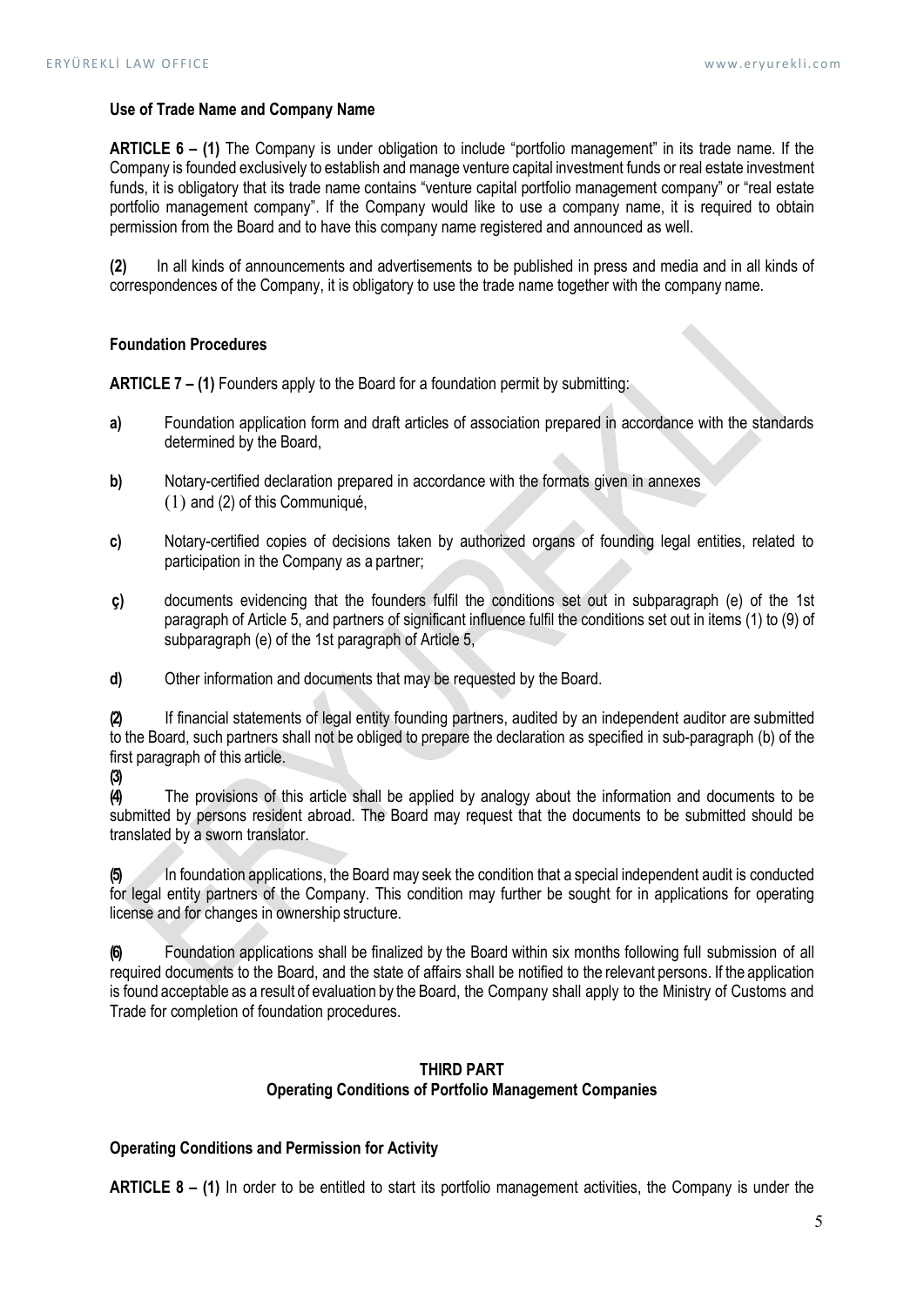**Use of Trade Name and Company Name**

**ARTICLE 6 – (1)** The Company is under obligation to include "portfolio management" in its trade name. If the Company is founded exclusively to establish and manage venture capital investment funds or real estate investment funds, it is obligatory that its trade name contains "venture capital portfolio management company" or "real estate portfolio management company". If the Company would like to use a company name, it is required to obtain permission from the Board and to have this company name registered and announced as well.

**(2)** In all kinds of announcements and advertisements to be published in press and media and in all kinds of correspondences of the Company, it is obligatory to use the trade name together with the company name.

**Foundation Procedures**

**ARTICLE 7 – (1)** Founders apply to the Board for a foundation permit by submitting:

**a)** Foundation application form and draft articles of association prepared in accordance with the standards determined by the Board,

**b)** Notary-certified declaration prepared in accordance with the formats given in annexes (1) and (2) of this Communiqué,

**c)** Notary-certified copies of decisions taken by authorized organs of founding legal entities, related to participation in the Company as a partner;

**ç)** documents evidencing that the founders fulfil the conditions set out in subparagraph (e) of the 1st paragraph of Article 5, and partners of significant influence fulfil the conditions set out in items (1) to (9) of subparagraph (e) of the 1st paragraph of Article 5,

**d)** Other information and documents that may be requested by the Board.

**(2)** If financial statements of legal entity founding partners, audited by an independent auditor are submitted to the Board, such partners shall not be obliged to prepare the declaration as specified in sub-paragraph (b) of the first paragraph of this article.

**(3)**

**(4)** The provisions of this article shall be applied by analogy about the information and documents to be submitted by persons resident abroad. The Board may request that the documents to be submitted should be translated by a sworn translator.

**(5)** In foundation applications, the Board may seek the condition that a special independent audit is conducted for legal entity partners of the Company. This condition may further be sought for in applications for operating license and for changes in ownership structure.

**(6)** Foundation applications shall be finalized by the Board within six months following full submission of all required documents to the Board, and the state of affairs shall be notified to the relevant persons. If the application is found acceptable as a result of evaluation by the Board, the Company shall apply to the Ministry of Customs and Trade for completion of foundation procedures.

## THIRD PART
## Operating Conditions of Portfolio Management Companies

**Operating Conditions and Permission for Activity**

**ARTICLE 8 – (1)** In order to be entitled to start its portfolio management activities, the Company is under the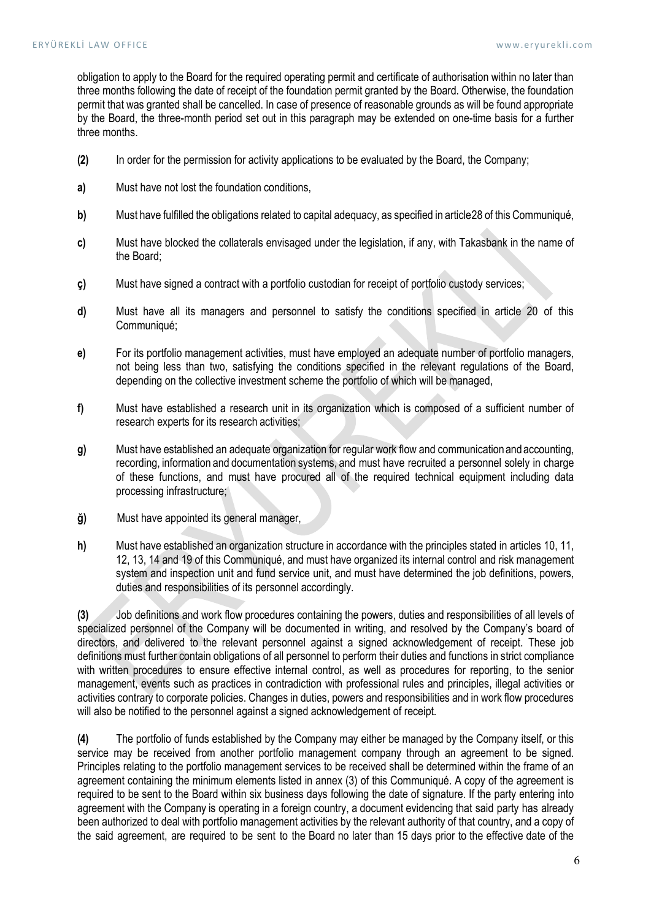obligation to apply to the Board for the required operating permit and certificate of authorisation within no later than three months following the date of receipt of the foundation permit granted by the Board. Otherwise, the foundation permit that was granted shall be cancelled. In case of presence of reasonable grounds as will be found appropriate by the Board, the three-month period set out in this paragraph may be extended on one-time basis for a further three months.

**(2)** In order for the permission for activity applications to be evaluated by the Board, the Company;

**a)** Must have not lost the foundation conditions,

**b)** Must have fulfilled the obligations related to capital adequacy, as specified in article28 of this Communiqué,

**c)** Must have blocked the collaterals envisaged under the legislation, if any, with Takasbank in the name of the Board;

**ç)** Must have signed a contract with a portfolio custodian for receipt of portfolio custody services;

**d)** Must have all its managers and personnel to satisfy the conditions specified in article 20 of this Communiqué;

**e)** For its portfolio management activities, must have employed an adequate number of portfolio managers, not being less than two, satisfying the conditions specified in the relevant regulations of the Board, depending on the collective investment scheme the portfolio of which will be managed,

**f)** Must have established a research unit in its organization which is composed of a sufficient number of research experts for its research activities;

**g)** Must have established an adequate organization for regular work flow and communication and accounting, recording, information and documentation systems, and must have recruited a personnel solely in charge of these functions, and must have procured all of the required technical equipment including data processing infrastructure;

**ğ)** Must have appointed its general manager,

**h)** Must have established an organization structure in accordance with the principles stated in articles 10, 11, 12, 13, 14 and 19 of this Communiqué, and must have organized its internal control and risk management system and inspection unit and fund service unit, and must have determined the job definitions, powers, duties and responsibilities of its personnel accordingly.

**(3)** Job definitions and work flow procedures containing the powers, duties and responsibilities of all levels of specialized personnel of the Company will be documented in writing, and resolved by the Company's board of directors, and delivered to the relevant personnel against a signed acknowledgement of receipt. These job definitions must further contain obligations of all personnel to perform their duties and functions in strict compliance with written procedures to ensure effective internal control, as well as procedures for reporting, to the senior management, events such as practices in contradiction with professional rules and principles, illegal activities or activities contrary to corporate policies. Changes in duties, powers and responsibilities and in work flow procedures will also be notified to the personnel against a signed acknowledgement of receipt.

**(4)** The portfolio of funds established by the Company may either be managed by the Company itself, or this service may be received from another portfolio management company through an agreement to be signed. Principles relating to the portfolio management services to be received shall be determined within the frame of an agreement containing the minimum elements listed in annex (3) of this Communiqué. A copy of the agreement is required to be sent to the Board within six business days following the date of signature. If the party entering into agreement with the Company is operating in a foreign country, a document evidencing that said party has already been authorized to deal with portfolio management activities by the relevant authority of that country, and a copy of the said agreement, are required to be sent to the Board no later than 15 days prior to the effective date of the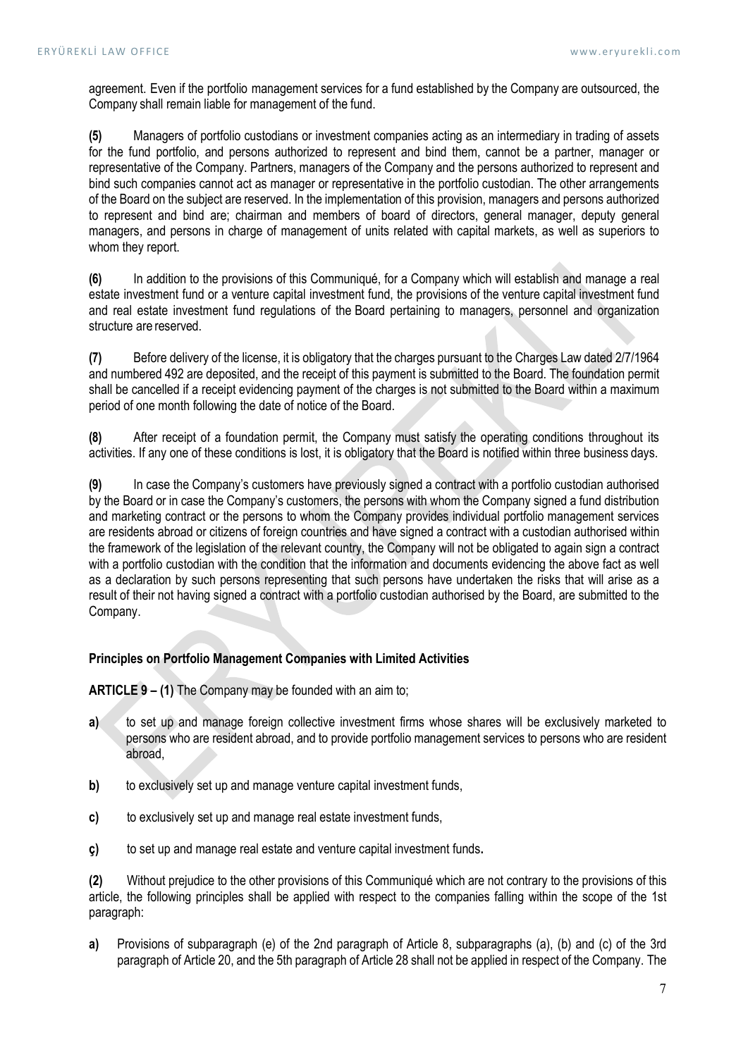agreement. Even if the portfolio management services for a fund established by the Company are outsourced, the Company shall remain liable for management of the fund.

**(5)** Managers of portfolio custodians or investment companies acting as an intermediary in trading of assets for the fund portfolio, and persons authorized to represent and bind them, cannot be a partner, manager or representative of the Company. Partners, managers of the Company and the persons authorized to represent and bind such companies cannot act as manager or representative in the portfolio custodian. The other arrangements of the Board on the subject are reserved. In the implementation of this provision, managers and persons authorized to represent and bind are; chairman and members of board of directors, general manager, deputy general managers, and persons in charge of management of units related with capital markets, as well as superiors to whom they report.

**(6)** In addition to the provisions of this Communiqué, for a Company which will establish and manage a real estate investment fund or a venture capital investment fund, the provisions of the venture capital investment fund and real estate investment fund regulations of the Board pertaining to managers, personnel and organization structure are reserved.

**(7)** Before delivery of the license, it is obligatory that the charges pursuant to the Charges Law dated 2/7/1964 and numbered 492 are deposited, and the receipt of this payment is submitted to the Board. The foundation permit shall be cancelled if a receipt evidencing payment of the charges is not submitted to the Board within a maximum period of one month following the date of notice of the Board.

**(8)** After receipt of a foundation permit, the Company must satisfy the operating conditions throughout its activities. If any one of these conditions is lost, it is obligatory that the Board is notified within three business days.

**(9)** In case the Company's customers have previously signed a contract with a portfolio custodian authorised by the Board or in case the Company's customers, the persons with whom the Company signed a fund distribution and marketing contract or the persons to whom the Company provides individual portfolio management services are residents abroad or citizens of foreign countries and have signed a contract with a custodian authorised within the framework of the legislation of the relevant country, the Company will not be obligated to again sign a contract with a portfolio custodian with the condition that the information and documents evidencing the above fact as well as a declaration by such persons representing that such persons have undertaken the risks that will arise as a result of their not having signed a contract with a portfolio custodian authorised by the Board, are submitted to the Company.

**Principles on Portfolio Management Companies with Limited Activities**

**ARTICLE 9 – (1)** The Company may be founded with an aim to;

**a)** to set up and manage foreign collective investment firms whose shares will be exclusively marketed to persons who are resident abroad, and to provide portfolio management services to persons who are resident abroad,

**b)** to exclusively set up and manage venture capital investment funds,

**c)** to exclusively set up and manage real estate investment funds,

**ç)** to set up and manage real estate and venture capital investment funds**.**

**(2)** Without prejudice to the other provisions of this Communiqué which are not contrary to the provisions of this article, the following principles shall be applied with respect to the companies falling within the scope of the 1st paragraph:

**a)** Provisions of subparagraph (e) of the 2nd paragraph of Article 8, subparagraphs (a), (b) and (c) of the 3rd paragraph of Article 20, and the 5th paragraph of Article 28 shall not be applied in respect of the Company. The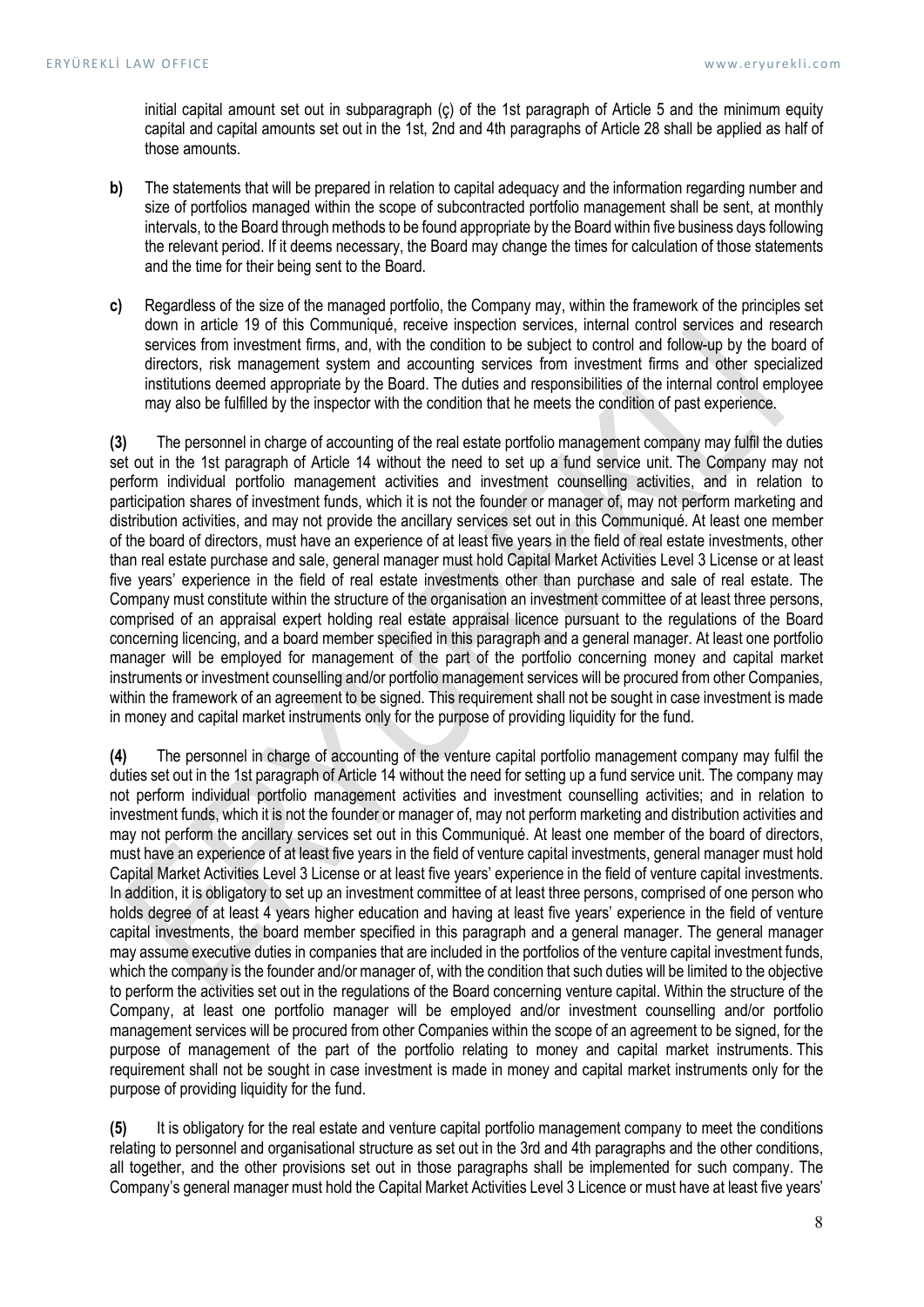initial capital amount set out in subparagraph (ç) of the 1st paragraph of Article 5 and the minimum equity capital and capital amounts set out in the 1st, 2nd and 4th paragraphs of Article 28 shall be applied as half of those amounts.

**b)** The statements that will be prepared in relation to capital adequacy and the information regarding number and size of portfolios managed within the scope of subcontracted portfolio management shall be sent, at monthly intervals, to the Board through methods to be found appropriate by the Board within five business days following the relevant period. If it deems necessary, the Board may change the times for calculation of those statements and the time for their being sent to the Board.

**c)** Regardless of the size of the managed portfolio, the Company may, within the framework of the principles set down in article 19 of this Communiqué, receive inspection services, internal control services and research services from investment firms, and, with the condition to be subject to control and follow-up by the board of directors, risk management system and accounting services from investment firms and other specialized institutions deemed appropriate by the Board. The duties and responsibilities of the internal control employee may also be fulfilled by the inspector with the condition that he meets the condition of past experience.

**(3)** The personnel in charge of accounting of the real estate portfolio management company may fulfil the duties set out in the 1st paragraph of Article 14 without the need to set up a fund service unit. The Company may not perform individual portfolio management activities and investment counselling activities, and in relation to participation shares of investment funds, which it is not the founder or manager of, may not perform marketing and distribution activities, and may not provide the ancillary services set out in this Communiqué. At least one member of the board of directors, must have an experience of at least five years in the field of real estate investments, other than real estate purchase and sale, general manager must hold Capital Market Activities Level 3 License or at least five years' experience in the field of real estate investments other than purchase and sale of real estate. The Company must constitute within the structure of the organisation an investment committee of at least three persons, comprised of an appraisal expert holding real estate appraisal licence pursuant to the regulations of the Board concerning licencing, and a board member specified in this paragraph and a general manager. At least one portfolio manager will be employed for management of the part of the portfolio concerning money and capital market instruments or investment counselling and/or portfolio management services will be procured from other Companies, within the framework of an agreement to be signed. This requirement shall not be sought in case investment is made in money and capital market instruments only for the purpose of providing liquidity for the fund.

**(4)** The personnel in charge of accounting of the venture capital portfolio management company may fulfil the duties set out in the 1st paragraph of Article 14 without the need for setting up a fund service unit. The company may not perform individual portfolio management activities and investment counselling activities; and in relation to investment funds, which it is not the founder or manager of, may not perform marketing and distribution activities and may not perform the ancillary services set out in this Communiqué. At least one member of the board of directors, must have an experience of at least five years in the field of venture capital investments, general manager must hold Capital Market Activities Level 3 License or at least five years' experience in the field of venture capital investments. In addition, it is obligatory to set up an investment committee of at least three persons, comprised of one person who holds degree of at least 4 years higher education and having at least five years' experience in the field of venture capital investments, the board member specified in this paragraph and a general manager. The general manager may assume executive duties in companies that are included in the portfolios of the venture capital investment funds, which the company is the founder and/or manager of, with the condition that such duties will be limited to the objective to perform the activities set out in the regulations of the Board concerning venture capital. Within the structure of the Company, at least one portfolio manager will be employed and/or investment counselling and/or portfolio management services will be procured from other Companies within the scope of an agreement to be signed, for the purpose of management of the part of the portfolio relating to money and capital market instruments. This requirement shall not be sought in case investment is made in money and capital market instruments only for the purpose of providing liquidity for the fund.

**(5)** It is obligatory for the real estate and venture capital portfolio management company to meet the conditions relating to personnel and organisational structure as set out in the 3rd and 4th paragraphs and the other conditions, all together, and the other provisions set out in those paragraphs shall be implemented for such company. The Company's general manager must hold the Capital Market Activities Level 3 Licence or must have at least five years'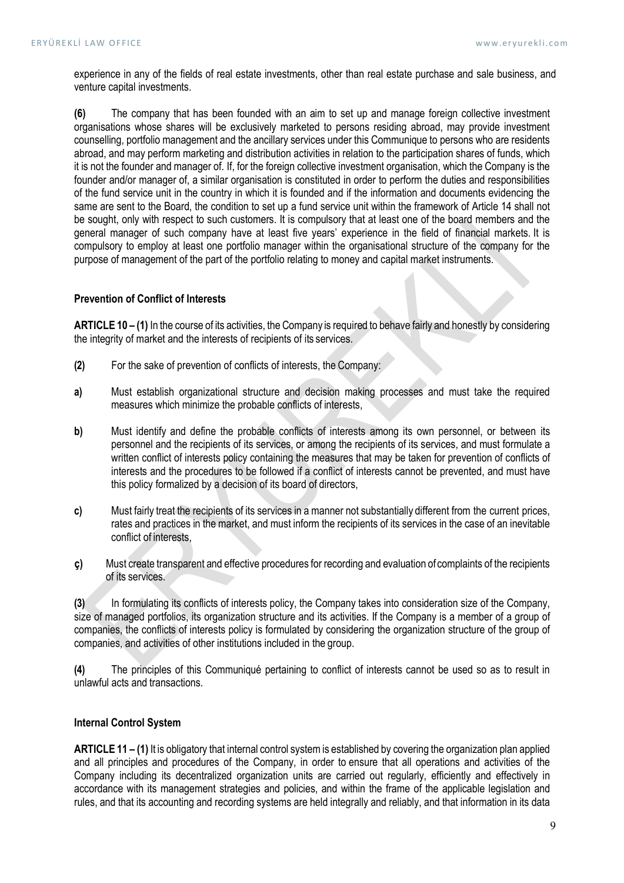experience in any of the fields of real estate investments, other than real estate purchase and sale business, and venture capital investments.

**(6)** The company that has been founded with an aim to set up and manage foreign collective investment organisations whose shares will be exclusively marketed to persons residing abroad, may provide investment counselling, portfolio management and the ancillary services under this Communique to persons who are residents abroad, and may perform marketing and distribution activities in relation to the participation shares of funds, which it is not the founder and manager of. If, for the foreign collective investment organisation, which the Company is the founder and/or manager of, a similar organisation is constituted in order to perform the duties and responsibilities of the fund service unit in the country in which it is founded and if the information and documents evidencing the same are sent to the Board, the condition to set up a fund service unit within the framework of Article 14 shall not be sought, only with respect to such customers. It is compulsory that at least one of the board members and the general manager of such company have at least five years' experience in the field of financial markets. It is compulsory to employ at least one portfolio manager within the organisational structure of the company for the purpose of management of the part of the portfolio relating to money and capital market instruments.

**Prevention of Conflict of Interests**

**ARTICLE 10 – (1)** In the course of its activities, the Company is required to behave fairly and honestly by considering the integrity of market and the interests of recipients of its services.

**(2)** For the sake of prevention of conflicts of interests, the Company:

**a)** Must establish organizational structure and decision making processes and must take the required measures which minimize the probable conflicts of interests,

**b)** Must identify and define the probable conflicts of interests among its own personnel, or between its personnel and the recipients of its services, or among the recipients of its services, and must formulate a written conflict of interests policy containing the measures that may be taken for prevention of conflicts of interests and the procedures to be followed if a conflict of interests cannot be prevented, and must have this policy formalized by a decision of its board of directors,

**c)** Must fairly treat the recipients of its services in a manner not substantially different from the current prices, rates and practices in the market, and must inform the recipients of its services in the case of an inevitable conflict of interests,

**ç)** Must create transparent and effective procedures for recording and evaluation of complaints of the recipients of its services.

**(3)** In formulating its conflicts of interests policy, the Company takes into consideration size of the Company, size of managed portfolios, its organization structure and its activities. If the Company is a member of a group of companies, the conflicts of interests policy is formulated by considering the organization structure of the group of companies, and activities of other institutions included in the group.

**(4)** The principles of this Communiqué pertaining to conflict of interests cannot be used so as to result in unlawful acts and transactions.

**Internal Control System**

**ARTICLE 11 – (1)** It is obligatory that internal control system is established by covering the organization plan applied and all principles and procedures of the Company, in order to ensure that all operations and activities of the Company including its decentralized organization units are carried out regularly, efficiently and effectively in accordance with its management strategies and policies, and within the frame of the applicable legislation and rules, and that its accounting and recording systems are held integrally and reliably, and that information in its data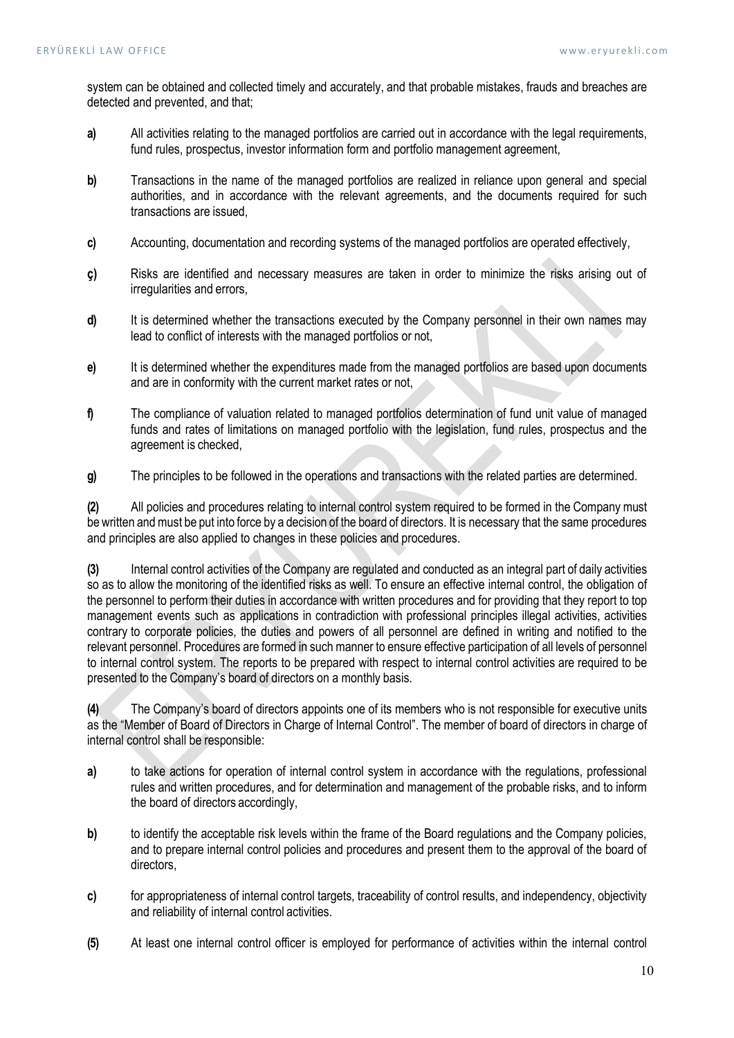system can be obtained and collected timely and accurately, and that probable mistakes, frauds and breaches are detected and prevented, and that;

**a)** All activities relating to the managed portfolios are carried out in accordance with the legal requirements, fund rules, prospectus, investor information form and portfolio management agreement,

**b)** Transactions in the name of the managed portfolios are realized in reliance upon general and special authorities, and in accordance with the relevant agreements, and the documents required for such transactions are issued,

**c)** Accounting, documentation and recording systems of the managed portfolios are operated effectively,

**ç)** Risks are identified and necessary measures are taken in order to minimize the risks arising out of irregularities and errors,

**d)** It is determined whether the transactions executed by the Company personnel in their own names may lead to conflict of interests with the managed portfolios or not,

**e)** It is determined whether the expenditures made from the managed portfolios are based upon documents and are in conformity with the current market rates or not,

**f)** The compliance of valuation related to managed portfolios determination of fund unit value of managed funds and rates of limitations on managed portfolio with the legislation, fund rules, prospectus and the agreement is checked,

**g)** The principles to be followed in the operations and transactions with the related parties are determined.

**(2)** All policies and procedures relating to internal control system required to be formed in the Company must be written and must be put into force by a decision of the board of directors. It is necessary that the same procedures and principles are also applied to changes in these policies and procedures.

**(3)** Internal control activities of the Company are regulated and conducted as an integral part of daily activities so as to allow the monitoring of the identified risks as well. To ensure an effective internal control, the obligation of the personnel to perform their duties in accordance with written procedures and for providing that they report to top management events such as applications in contradiction with professional principles illegal activities, activities contrary to corporate policies, the duties and powers of all personnel are defined in writing and notified to the relevant personnel. Procedures are formed in such manner to ensure effective participation of all levels of personnel to internal control system. The reports to be prepared with respect to internal control activities are required to be presented to the Company's board of directors on a monthly basis.

**(4)** The Company's board of directors appoints one of its members who is not responsible for executive units as the "Member of Board of Directors in Charge of Internal Control". The member of board of directors in charge of internal control shall be responsible:

**a)** to take actions for operation of internal control system in accordance with the regulations, professional rules and written procedures, and for determination and management of the probable risks, and to inform the board of directors accordingly,

**b)** to identify the acceptable risk levels within the frame of the Board regulations and the Company policies, and to prepare internal control policies and procedures and present them to the approval of the board of directors,

**c)** for appropriateness of internal control targets, traceability of control results, and independency, objectivity and reliability of internal control activities.

**(5)** At least one internal control officer is employed for performance of activities within the internal control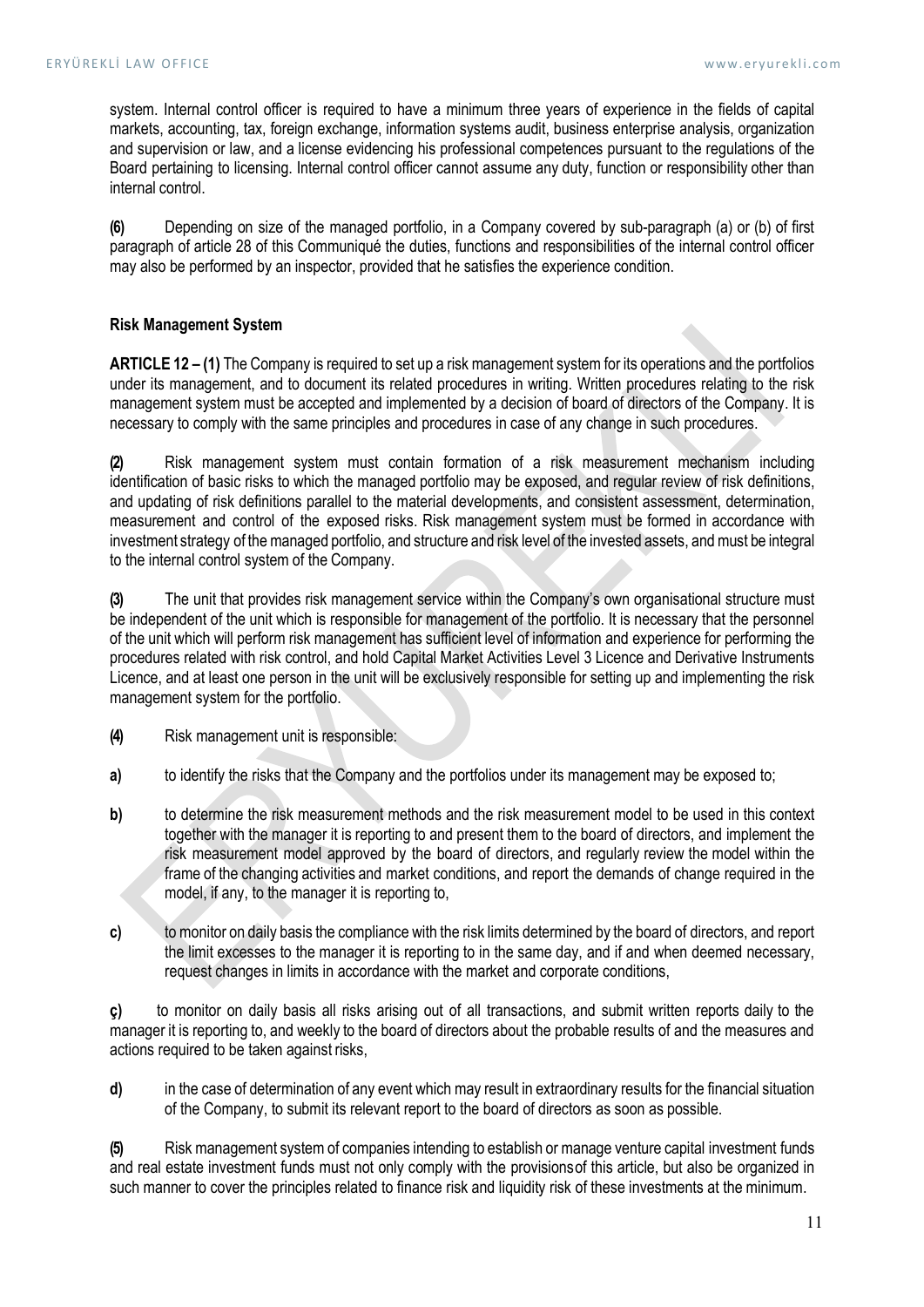system. Internal control officer is required to have a minimum three years of experience in the fields of capital markets, accounting, tax, foreign exchange, information systems audit, business enterprise analysis, organization and supervision or law, and a license evidencing his professional competences pursuant to the regulations of the Board pertaining to licensing. Internal control officer cannot assume any duty, function or responsibility other than internal control.

**(6)** Depending on size of the managed portfolio, in a Company covered by sub-paragraph (a) or (b) of first paragraph of article 28 of this Communiqué the duties, functions and responsibilities of the internal control officer may also be performed by an inspector, provided that he satisfies the experience condition.

**Risk Management System**

**ARTICLE 12 – (1)** The Company is required to set up a risk management system for its operations and the portfolios under its management, and to document its related procedures in writing. Written procedures relating to the risk management system must be accepted and implemented by a decision of board of directors of the Company. It is necessary to comply with the same principles and procedures in case of any change in such procedures.

**(2)** Risk management system must contain formation of a risk measurement mechanism including identification of basic risks to which the managed portfolio may be exposed, and regular review of risk definitions, and updating of risk definitions parallel to the material developments, and consistent assessment, determination, measurement and control of the exposed risks. Risk management system must be formed in accordance with investment strategy of the managed portfolio, and structure and risk level of the invested assets, and must be integral to the internal control system of the Company.

**(3)** The unit that provides risk management service within the Company's own organisational structure must be independent of the unit which is responsible for management of the portfolio. It is necessary that the personnel of the unit which will perform risk management has sufficient level of information and experience for performing the procedures related with risk control, and hold Capital Market Activities Level 3 Licence and Derivative Instruments Licence, and at least one person in the unit will be exclusively responsible for setting up and implementing the risk management system for the portfolio.

**(4)** Risk management unit is responsible:

**a)** to identify the risks that the Company and the portfolios under its management may be exposed to;

**b)** to determine the risk measurement methods and the risk measurement model to be used in this context together with the manager it is reporting to and present them to the board of directors, and implement the risk measurement model approved by the board of directors, and regularly review the model within the frame of the changing activities and market conditions, and report the demands of change required in the model, if any, to the manager it is reporting to,

**c)** to monitor on daily basis the compliance with the risk limits determined by the board of directors, and report the limit excesses to the manager it is reporting to in the same day, and if and when deemed necessary, request changes in limits in accordance with the market and corporate conditions,

**ç)** to monitor on daily basis all risks arising out of all transactions, and submit written reports daily to the manager it is reporting to, and weekly to the board of directors about the probable results of and the measures and actions required to be taken against risks,

**d)** in the case of determination of any event which may result in extraordinary results for the financial situation of the Company, to submit its relevant report to the board of directors as soon as possible.

**(5)** Risk management system of companies intending to establish or manage venture capital investment funds and real estate investment funds must not only comply with the provisions of this article, but also be organized in such manner to cover the principles related to finance risk and liquidity risk of these investments at the minimum.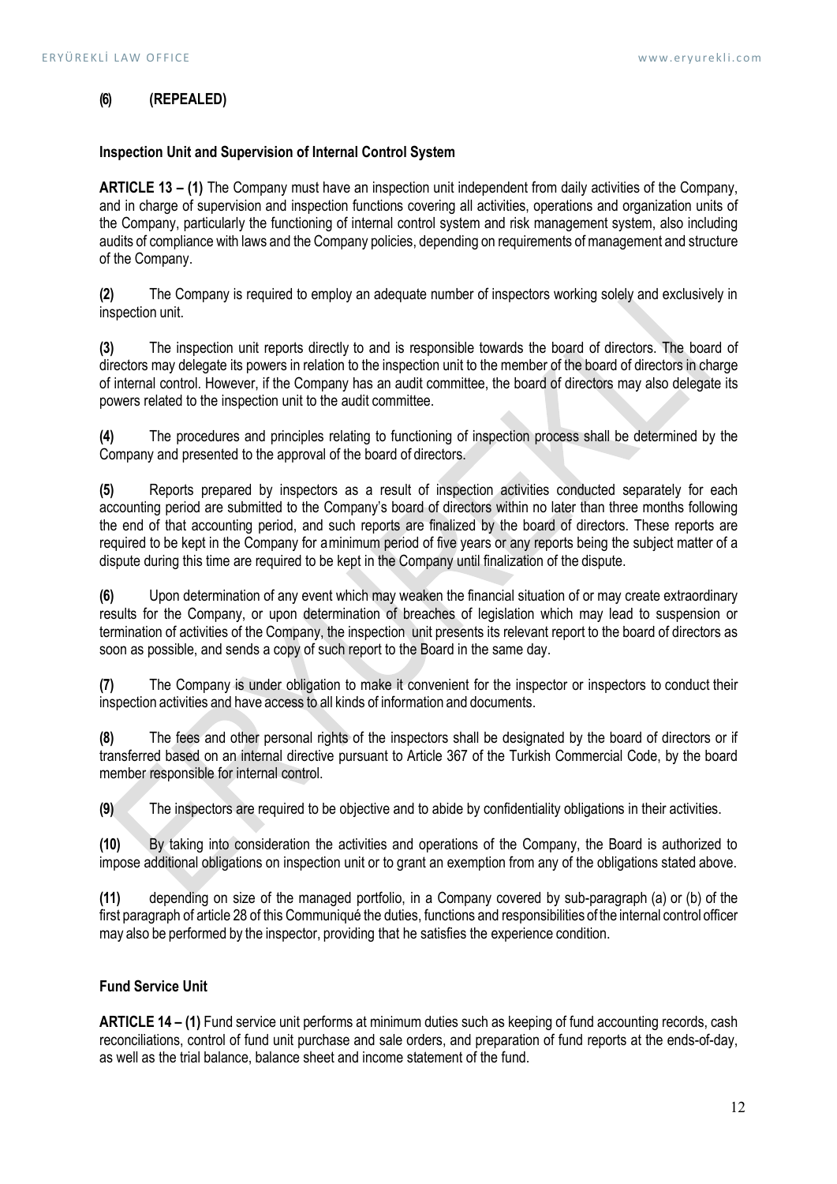**(6) (REPEALED)**

**Inspection Unit and Supervision of Internal Control System**

**ARTICLE 13 – (1)** The Company must have an inspection unit independent from daily activities of the Company, and in charge of supervision and inspection functions covering all activities, operations and organization units of the Company, particularly the functioning of internal control system and risk management system, also including audits of compliance with laws and the Company policies, depending on requirements of management and structure of the Company.

**(2)** The Company is required to employ an adequate number of inspectors working solely and exclusively in inspection unit.

**(3)** The inspection unit reports directly to and is responsible towards the board of directors. The board of directors may delegate its powers in relation to the inspection unit to the member of the board of directors in charge of internal control. However, if the Company has an audit committee, the board of directors may also delegate its powers related to the inspection unit to the audit committee.

**(4)** The procedures and principles relating to functioning of inspection process shall be determined by the Company and presented to the approval of the board of directors.

**(5)** Reports prepared by inspectors as a result of inspection activities conducted separately for each accounting period are submitted to the Company's board of directors within no later than three months following the end of that accounting period, and such reports are finalized by the board of directors. These reports are required to be kept in the Company for a minimum period of five years or any reports being the subject matter of a dispute during this time are required to be kept in the Company until finalization of the dispute.

**(6)** Upon determination of any event which may weaken the financial situation of or may create extraordinary results for the Company, or upon determination of breaches of legislation which may lead to suspension or termination of activities of the Company, the inspection unit presents its relevant report to the board of directors as soon as possible, and sends a copy of such report to the Board in the same day.

**(7)** The Company is under obligation to make it convenient for the inspector or inspectors to conduct their inspection activities and have access to all kinds of information and documents.

**(8)** The fees and other personal rights of the inspectors shall be designated by the board of directors or if transferred based on an internal directive pursuant to Article 367 of the Turkish Commercial Code, by the board member responsible for internal control.

**(9)** The inspectors are required to be objective and to abide by confidentiality obligations in their activities.

**(10)** By taking into consideration the activities and operations of the Company, the Board is authorized to impose additional obligations on inspection unit or to grant an exemption from any of the obligations stated above.

**(11)** depending on size of the managed portfolio, in a Company covered by sub-paragraph (a) or (b) of the first paragraph of article 28 of this Communiqué the duties, functions and responsibilities of the internal control officer may also be performed by the inspector, providing that he satisfies the experience condition.

**Fund Service Unit**

**ARTICLE 14 – (1)** Fund service unit performs at minimum duties such as keeping of fund accounting records, cash reconciliations, control of fund unit purchase and sale orders, and preparation of fund reports at the ends-of-day, as well as the trial balance, balance sheet and income statement of the fund.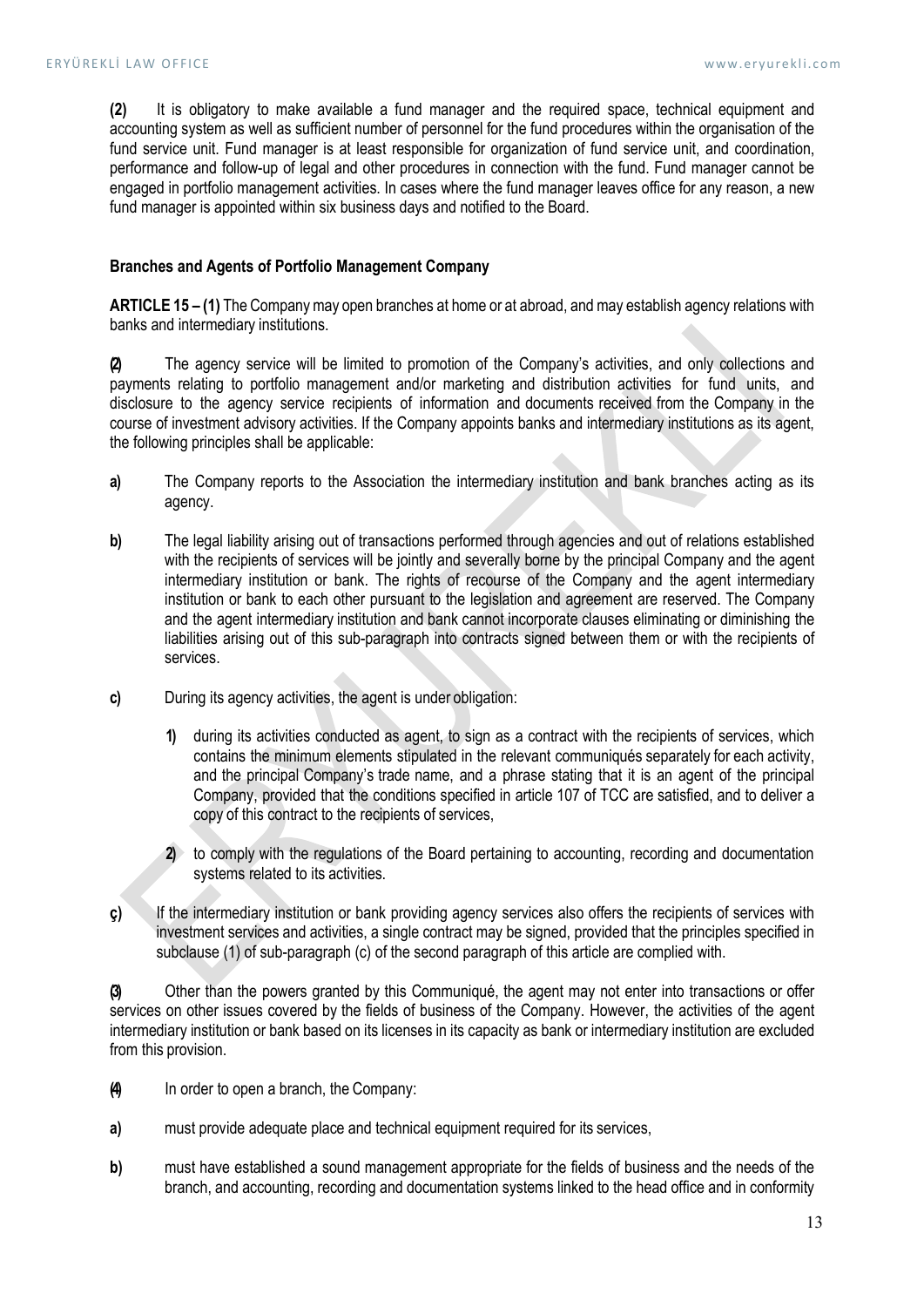**(2)** It is obligatory to make available a fund manager and the required space, technical equipment and accounting system as well as sufficient number of personnel for the fund procedures within the organisation of the fund service unit. Fund manager is at least responsible for organization of fund service unit, and coordination, performance and follow-up of legal and other procedures in connection with the fund. Fund manager cannot be engaged in portfolio management activities. In cases where the fund manager leaves office for any reason, a new fund manager is appointed within six business days and notified to the Board.

**Branches and Agents of Portfolio Management Company**

**ARTICLE 15 – (1)** The Company may open branches at home or at abroad, and may establish agency relations with banks and intermediary institutions.

**(2)** The agency service will be limited to promotion of the Company's activities, and only collections and payments relating to portfolio management and/or marketing and distribution activities for fund units, and disclosure to the agency service recipients of information and documents received from the Company in the course of investment advisory activities. If the Company appoints banks and intermediary institutions as its agent, the following principles shall be applicable:

**a)** The Company reports to the Association the intermediary institution and bank branches acting as its agency.

**b)** The legal liability arising out of transactions performed through agencies and out of relations established with the recipients of services will be jointly and severally borne by the principal Company and the agent intermediary institution or bank. The rights of recourse of the Company and the agent intermediary institution or bank to each other pursuant to the legislation and agreement are reserved. The Company and the agent intermediary institution and bank cannot incorporate clauses eliminating or diminishing the liabilities arising out of this sub-paragraph into contracts signed between them or with the recipients of services.

**c)** During its agency activities, the agent is under obligation:

   **1)** during its activities conducted as agent, to sign as a contract with the recipients of services, which contains the minimum elements stipulated in the relevant communiqués separately for each activity, and the principal Company's trade name, and a phrase stating that it is an agent of the principal Company, provided that the conditions specified in article 107 of TCC are satisfied, and to deliver a copy of this contract to the recipients of services,

   **2)** to comply with the regulations of the Board pertaining to accounting, recording and documentation systems related to its activities.

**ç)** If the intermediary institution or bank providing agency services also offers the recipients of services with investment services and activities, a single contract may be signed, provided that the principles specified in subclause (1) of sub-paragraph (c) of the second paragraph of this article are complied with.

**(3)** Other than the powers granted by this Communiqué, the agent may not enter into transactions or offer services on other issues covered by the fields of business of the Company. However, the activities of the agent intermediary institution or bank based on its licenses in its capacity as bank or intermediary institution are excluded from this provision.

**(4)** In order to open a branch, the Company:

**a)** must provide adequate place and technical equipment required for its services,

**b)** must have established a sound management appropriate for the fields of business and the needs of the branch, and accounting, recording and documentation systems linked to the head office and in conformity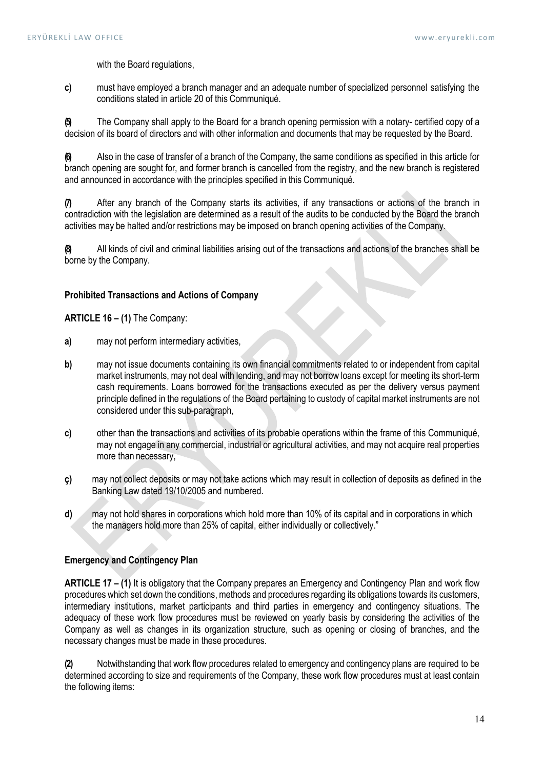with the Board regulations,

**c)** must have employed a branch manager and an adequate number of specialized personnel satisfying the conditions stated in article 20 of this Communiqué.

**(5)** The Company shall apply to the Board for a branch opening permission with a notary- certified copy of a decision of its board of directors and with other information and documents that may be requested by the Board.

**(6)** Also in the case of transfer of a branch of the Company, the same conditions as specified in this article for branch opening are sought for, and former branch is cancelled from the registry, and the new branch is registered and announced in accordance with the principles specified in this Communiqué.

**(7)** After any branch of the Company starts its activities, if any transactions or actions of the branch in contradiction with the legislation are determined as a result of the audits to be conducted by the Board the branch activities may be halted and/or restrictions may be imposed on branch opening activities of the Company.

**(8)** All kinds of civil and criminal liabilities arising out of the transactions and actions of the branches shall be borne by the Company.

**Prohibited Transactions and Actions of Company**

**ARTICLE 16 – (1)** The Company:

**a)** may not perform intermediary activities,

**b)** may not issue documents containing its own financial commitments related to or independent from capital market instruments, may not deal with lending, and may not borrow loans except for meeting its short-term cash requirements. Loans borrowed for the transactions executed as per the delivery versus payment principle defined in the regulations of the Board pertaining to custody of capital market instruments are not considered under this sub-paragraph,

**c)** other than the transactions and activities of its probable operations within the frame of this Communiqué, may not engage in any commercial, industrial or agricultural activities, and may not acquire real properties more than necessary,

**ç)** may not collect deposits or may not take actions which may result in collection of deposits as defined in the Banking Law dated 19/10/2005 and numbered.

**d)** may not hold shares in corporations which hold more than 10% of its capital and in corporations in which the managers hold more than 25% of capital, either individually or collectively."

**Emergency and Contingency Plan**

**ARTICLE 17 – (1)** It is obligatory that the Company prepares an Emergency and Contingency Plan and work flow procedures which set down the conditions, methods and procedures regarding its obligations towards its customers, intermediary institutions, market participants and third parties in emergency and contingency situations. The adequacy of these work flow procedures must be reviewed on yearly basis by considering the activities of the Company as well as changes in its organization structure, such as opening or closing of branches, and the necessary changes must be made in these procedures.

**(2)** Notwithstanding that work flow procedures related to emergency and contingency plans are required to be determined according to size and requirements of the Company, these work flow procedures must at least contain the following items: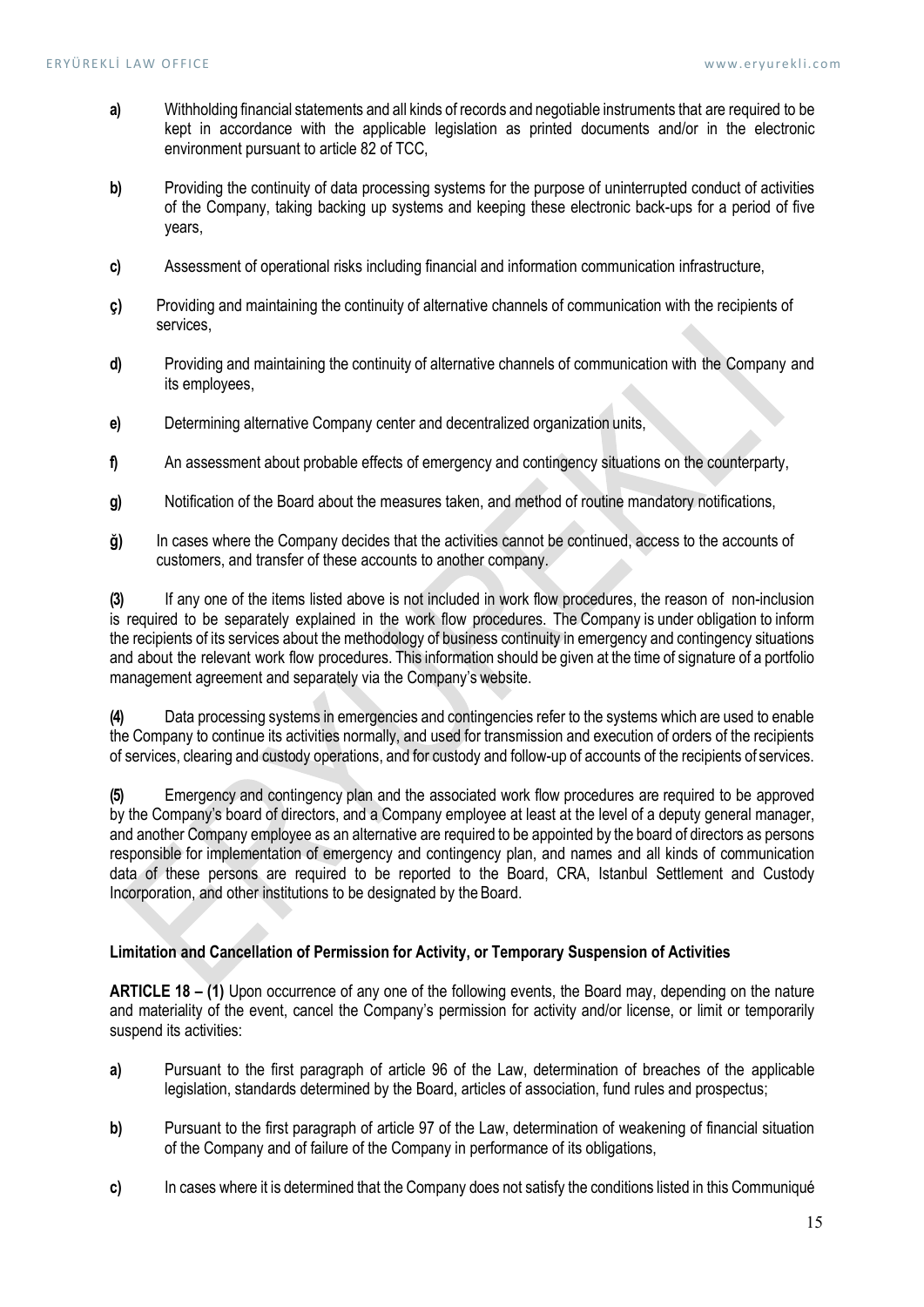**a)** Withholding financial statements and all kinds of records and negotiable instruments that are required to be kept in accordance with the applicable legislation as printed documents and/or in the electronic environment pursuant to article 82 of TCC,

**b)** Providing the continuity of data processing systems for the purpose of uninterrupted conduct of activities of the Company, taking backing up systems and keeping these electronic back-ups for a period of five years,

**c)** Assessment of operational risks including financial and information communication infrastructure,

**ç)** Providing and maintaining the continuity of alternative channels of communication with the recipients of services,

**d)** Providing and maintaining the continuity of alternative channels of communication with the Company and its employees,

**e)** Determining alternative Company center and decentralized organization units,

**f)** An assessment about probable effects of emergency and contingency situations on the counterparty,

**g)** Notification of the Board about the measures taken, and method of routine mandatory notifications,

**ğ)** In cases where the Company decides that the activities cannot be continued, access to the accounts of customers, and transfer of these accounts to another company.

**(3)** If any one of the items listed above is not included in work flow procedures, the reason of non-inclusion is required to be separately explained in the work flow procedures. The Company is under obligation to inform the recipients of its services about the methodology of business continuity in emergency and contingency situations and about the relevant work flow procedures. This information should be given at the time of signature of a portfolio management agreement and separately via the Company's website.

**(4)** Data processing systems in emergencies and contingencies refer to the systems which are used to enable the Company to continue its activities normally, and used for transmission and execution of orders of the recipients of services, clearing and custody operations, and for custody and follow-up of accounts of the recipients of services.

**(5)** Emergency and contingency plan and the associated work flow procedures are required to be approved by the Company's board of directors, and a Company employee at least at the level of a deputy general manager, and another Company employee as an alternative are required to be appointed by the board of directors as persons responsible for implementation of emergency and contingency plan, and names and all kinds of communication data of these persons are required to be reported to the Board, CRA, Istanbul Settlement and Custody Incorporation, and other institutions to be designated by the Board.

**Limitation and Cancellation of Permission for Activity, or Temporary Suspension of Activities**

**ARTICLE 18 – (1)** Upon occurrence of any one of the following events, the Board may, depending on the nature and materiality of the event, cancel the Company's permission for activity and/or license, or limit or temporarily suspend its activities:

**a)** Pursuant to the first paragraph of article 96 of the Law, determination of breaches of the applicable legislation, standards determined by the Board, articles of association, fund rules and prospectus;

**b)** Pursuant to the first paragraph of article 97 of the Law, determination of weakening of financial situation of the Company and of failure of the Company in performance of its obligations,

**c)** In cases where it is determined that the Company does not satisfy the conditions listed in this Communiqué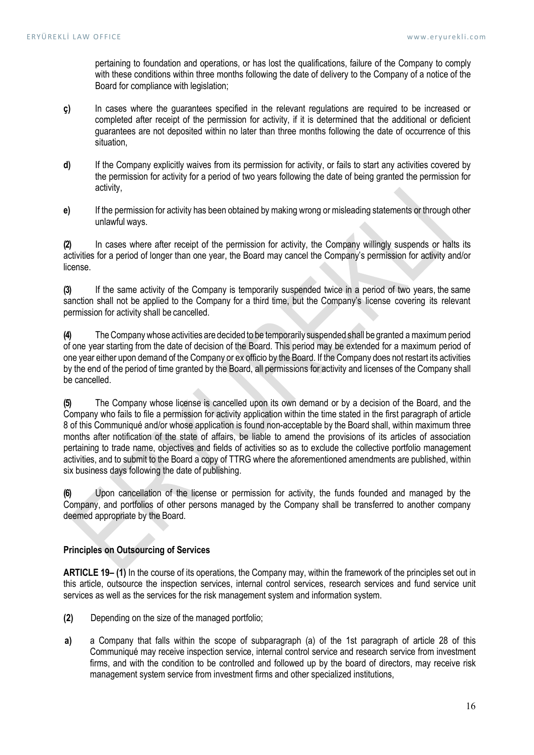pertaining to foundation and operations, or has lost the qualifications, failure of the Company to comply with these conditions within three months following the date of delivery to the Company of a notice of the Board for compliance with legislation;

**ç)** In cases where the guarantees specified in the relevant regulations are required to be increased or completed after receipt of the permission for activity, if it is determined that the additional or deficient guarantees are not deposited within no later than three months following the date of occurrence of this situation,

**d)** If the Company explicitly waives from its permission for activity, or fails to start any activities covered by the permission for activity for a period of two years following the date of being granted the permission for activity,

**e)** If the permission for activity has been obtained by making wrong or misleading statements or through other unlawful ways.

**(2)** In cases where after receipt of the permission for activity, the Company willingly suspends or halts its activities for a period of longer than one year, the Board may cancel the Company's permission for activity and/or license.

**(3)** If the same activity of the Company is temporarily suspended twice in a period of two years, the same sanction shall not be applied to the Company for a third time, but the Company's license covering its relevant permission for activity shall be cancelled.

**(4)** The Company whose activities are decided to be temporarily suspended shall be granted a maximum period of one year starting from the date of decision of the Board. This period may be extended for a maximum period of one year either upon demand of the Company or ex officio by the Board. If the Company does not restart its activities by the end of the period of time granted by the Board, all permissions for activity and licenses of the Company shall be cancelled.

**(5)** The Company whose license is cancelled upon its own demand or by a decision of the Board, and the Company who fails to file a permission for activity application within the time stated in the first paragraph of article 8 of this Communiqué and/or whose application is found non-acceptable by the Board shall, within maximum three months after notification of the state of affairs, be liable to amend the provisions of its articles of association pertaining to trade name, objectives and fields of activities so as to exclude the collective portfolio management activities, and to submit to the Board a copy of TTRG where the aforementioned amendments are published, within six business days following the date of publishing.

**(6)** Upon cancellation of the license or permission for activity, the funds founded and managed by the Company, and portfolios of other persons managed by the Company shall be transferred to another company deemed appropriate by the Board.

**Principles on Outsourcing of Services**

**ARTICLE 19– (1)** In the course of its operations, the Company may, within the framework of the principles set out in this article, outsource the inspection services, internal control services, research services and fund service unit services as well as the services for the risk management system and information system.

**(2)** Depending on the size of the managed portfolio;

**a)** a Company that falls within the scope of subparagraph (a) of the 1st paragraph of article 28 of this Communiqué may receive inspection service, internal control service and research service from investment firms, and with the condition to be controlled and followed up by the board of directors, may receive risk management system service from investment firms and other specialized institutions,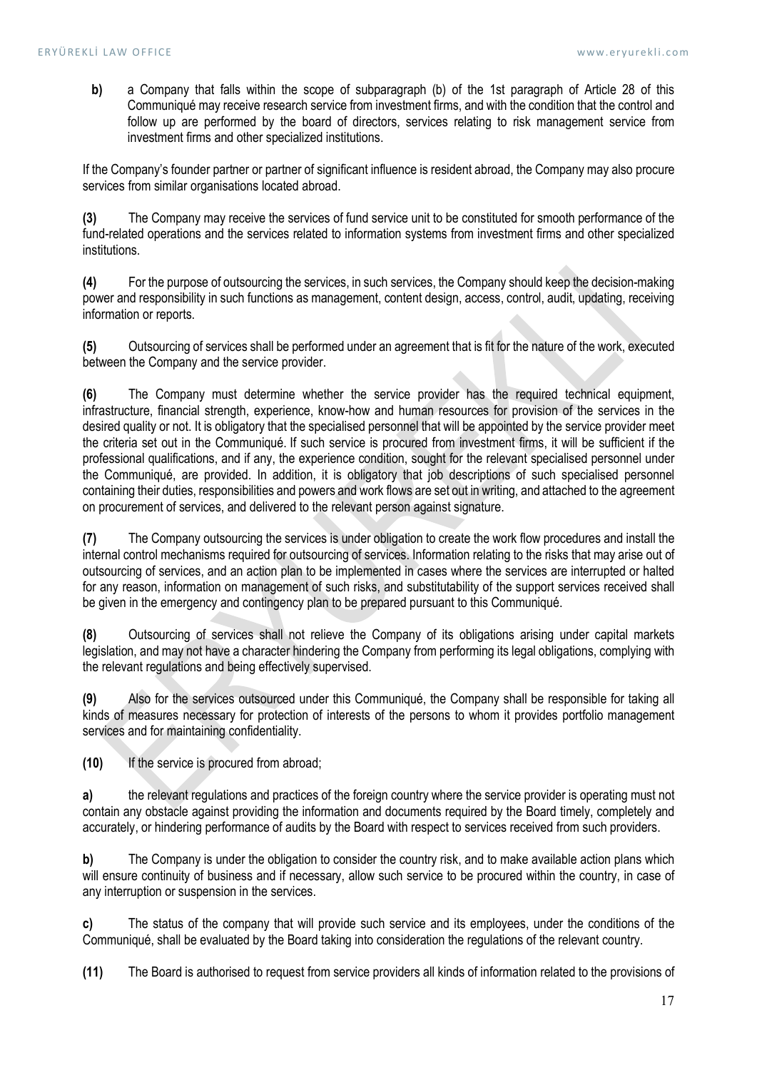**b)** a Company that falls within the scope of subparagraph (b) of the 1st paragraph of Article 28 of this Communiqué may receive research service from investment firms, and with the condition that the control and follow up are performed by the board of directors, services relating to risk management service from investment firms and other specialized institutions.

If the Company's founder partner or partner of significant influence is resident abroad, the Company may also procure services from similar organisations located abroad.

**(3)** The Company may receive the services of fund service unit to be constituted for smooth performance of the fund-related operations and the services related to information systems from investment firms and other specialized institutions.

**(4)** For the purpose of outsourcing the services, in such services, the Company should keep the decision-making power and responsibility in such functions as management, content design, access, control, audit, updating, receiving information or reports.

**(5)** Outsourcing of services shall be performed under an agreement that is fit for the nature of the work, executed between the Company and the service provider.

**(6)** The Company must determine whether the service provider has the required technical equipment, infrastructure, financial strength, experience, know-how and human resources for provision of the services in the desired quality or not. It is obligatory that the specialised personnel that will be appointed by the service provider meet the criteria set out in the Communiqué. If such service is procured from investment firms, it will be sufficient if the professional qualifications, and if any, the experience condition, sought for the relevant specialised personnel under the Communiqué, are provided. In addition, it is obligatory that job descriptions of such specialised personnel containing their duties, responsibilities and powers and work flows are set out in writing, and attached to the agreement on procurement of services, and delivered to the relevant person against signature.

**(7)** The Company outsourcing the services is under obligation to create the work flow procedures and install the internal control mechanisms required for outsourcing of services. Information relating to the risks that may arise out of outsourcing of services, and an action plan to be implemented in cases where the services are interrupted or halted for any reason, information on management of such risks, and substitutability of the support services received shall be given in the emergency and contingency plan to be prepared pursuant to this Communiqué.

**(8)** Outsourcing of services shall not relieve the Company of its obligations arising under capital markets legislation, and may not have a character hindering the Company from performing its legal obligations, complying with the relevant regulations and being effectively supervised.

**(9)** Also for the services outsourced under this Communiqué, the Company shall be responsible for taking all kinds of measures necessary for protection of interests of the persons to whom it provides portfolio management services and for maintaining confidentiality.

**(10)** If the service is procured from abroad;

**a)** the relevant regulations and practices of the foreign country where the service provider is operating must not contain any obstacle against providing the information and documents required by the Board timely, completely and accurately, or hindering performance of audits by the Board with respect to services received from such providers.

**b)** The Company is under the obligation to consider the country risk, and to make available action plans which will ensure continuity of business and if necessary, allow such service to be procured within the country, in case of any interruption or suspension in the services.

**c)** The status of the company that will provide such service and its employees, under the conditions of the Communiqué, shall be evaluated by the Board taking into consideration the regulations of the relevant country.

**(11)** The Board is authorised to request from service providers all kinds of information related to the provisions of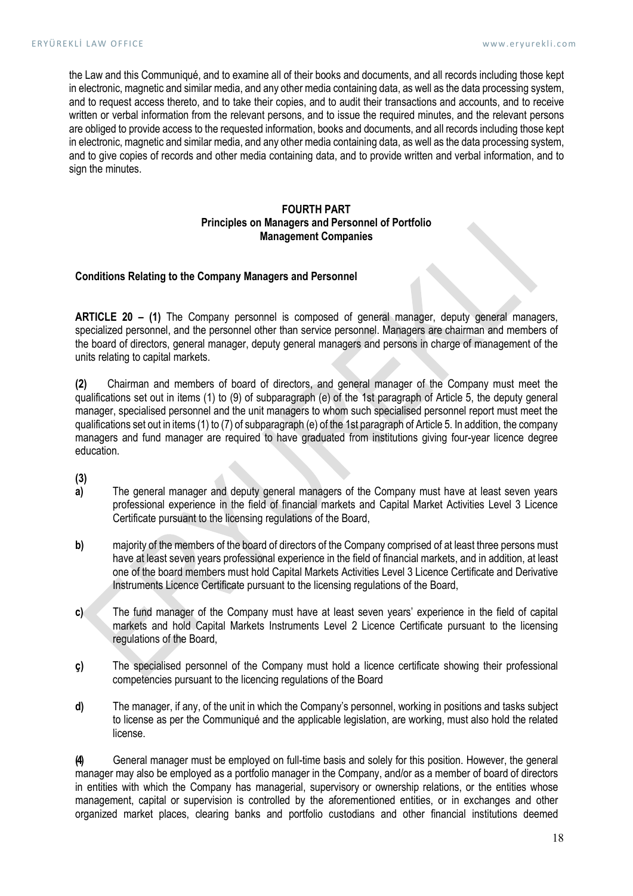the Law and this Communiqué, and to examine all of their books and documents, and all records including those kept in electronic, magnetic and similar media, and any other media containing data, as well as the data processing system, and to request access thereto, and to take their copies, and to audit their transactions and accounts, and to receive written or verbal information from the relevant persons, and to issue the required minutes, and the relevant persons are obliged to provide access to the requested information, books and documents, and all records including those kept in electronic, magnetic and similar media, and any other media containing data, as well as the data processing system, and to give copies of records and other media containing data, and to provide written and verbal information, and to sign the minutes.

## FOURTH PART
## Principles on Managers and Personnel of Portfolio Management Companies

### Conditions Relating to the Company Managers and Personnel

**ARTICLE 20 – (1)** The Company personnel is composed of general manager, deputy general managers, specialized personnel, and the personnel other than service personnel. Managers are chairman and members of the board of directors, general manager, deputy general managers and persons in charge of management of the units relating to capital markets.

**(2)** Chairman and members of board of directors, and general manager of the Company must meet the qualifications set out in items (1) to (9) of subparagraph (e) of the 1st paragraph of Article 5, the deputy general manager, specialised personnel and the unit managers to whom such specialised personnel report must meet the qualifications set out in items (1) to (7) of subparagraph (e) of the 1st paragraph of Article 5. In addition, the company managers and fund manager are required to have graduated from institutions giving four-year licence degree education.

**(3)**

**a)** The general manager and deputy general managers of the Company must have at least seven years professional experience in the field of financial markets and Capital Market Activities Level 3 Licence Certificate pursuant to the licensing regulations of the Board,

**b)** majority of the members of the board of directors of the Company comprised of at least three persons must have at least seven years professional experience in the field of financial markets, and in addition, at least one of the board members must hold Capital Markets Activities Level 3 Licence Certificate and Derivative Instruments Licence Certificate pursuant to the licensing regulations of the Board,

**c)** The fund manager of the Company must have at least seven years' experience in the field of capital markets and hold Capital Markets Instruments Level 2 Licence Certificate pursuant to the licensing regulations of the Board,

**ç)** The specialised personnel of the Company must hold a licence certificate showing their professional competencies pursuant to the licencing regulations of the Board

**d)** The manager, if any, of the unit in which the Company's personnel, working in positions and tasks subject to license as per the Communiqué and the applicable legislation, are working, must also hold the related license.

**(4)** General manager must be employed on full-time basis and solely for this position. However, the general manager may also be employed as a portfolio manager in the Company, and/or as a member of board of directors in entities with which the Company has managerial, supervisory or ownership relations, or the entities whose management, capital or supervision is controlled by the aforementioned entities, or in exchanges and other organized market places, clearing banks and portfolio custodians and other financial institutions deemed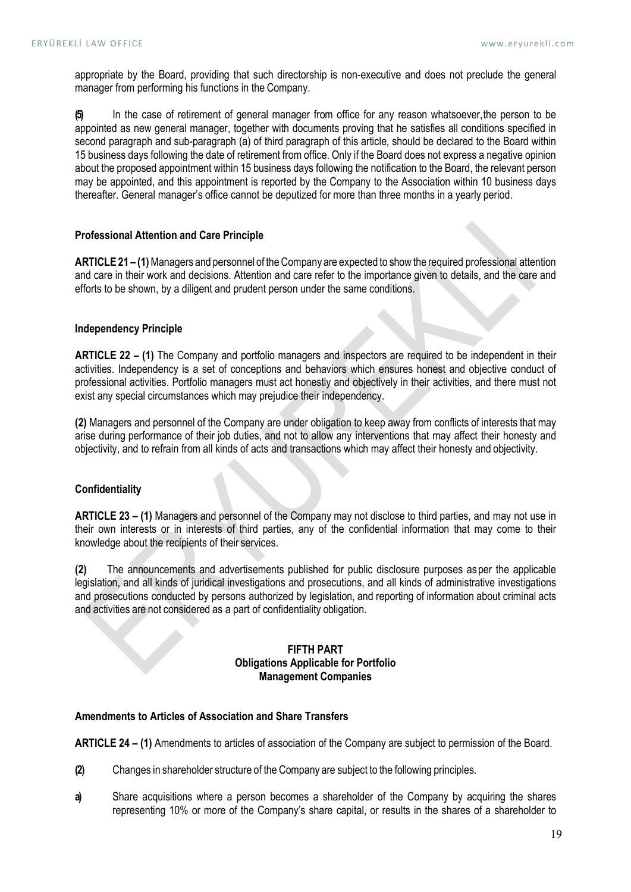appropriate by the Board, providing that such directorship is non-executive and does not preclude the general manager from performing his functions in the Company.

**(5)** In the case of retirement of general manager from office for any reason whatsoever, the person to be appointed as new general manager, together with documents proving that he satisfies all conditions specified in second paragraph and sub-paragraph (a) of third paragraph of this article, should be declared to the Board within 15 business days following the date of retirement from office. Only if the Board does not express a negative opinion about the proposed appointment within 15 business days following the notification to the Board, the relevant person may be appointed, and this appointment is reported by the Company to the Association within 10 business days thereafter. General manager's office cannot be deputized for more than three months in a yearly period.

**Professional Attention and Care Principle**

**ARTICLE 21 – (1)** Managers and personnel of the Company are expected to show the required professional attention and care in their work and decisions. Attention and care refer to the importance given to details, and the care and efforts to be shown, by a diligent and prudent person under the same conditions.

**Independency Principle**

**ARTICLE 22 – (1)** The Company and portfolio managers and inspectors are required to be independent in their activities. Independency is a set of conceptions and behaviors which ensures honest and objective conduct of professional activities. Portfolio managers must act honestly and objectively in their activities, and there must not exist any special circumstances which may prejudice their independency.

**(2)** Managers and personnel of the Company are under obligation to keep away from conflicts of interests that may arise during performance of their job duties, and not to allow any interventions that may affect their honesty and objectivity, and to refrain from all kinds of acts and transactions which may affect their honesty and objectivity.

**Confidentiality**

**ARTICLE 23 – (1)** Managers and personnel of the Company may not disclose to third parties, and may not use in their own interests or in interests of third parties, any of the confidential information that may come to their knowledge about the recipients of their services.

**(2)** The announcements and advertisements published for public disclosure purposes as per the applicable legislation, and all kinds of juridical investigations and prosecutions, and all kinds of administrative investigations and prosecutions conducted by persons authorized by legislation, and reporting of information about criminal acts and activities are not considered as a part of confidentiality obligation.

## FIFTH PART
## Obligations Applicable for Portfolio Management Companies

**Amendments to Articles of Association and Share Transfers**

**ARTICLE 24 – (1)** Amendments to articles of association of the Company are subject to permission of the Board.

**(2)** Changes in shareholder structure of the Company are subject to the following principles.

**a)** Share acquisitions where a person becomes a shareholder of the Company by acquiring the shares representing 10% or more of the Company's share capital, or results in the shares of a shareholder to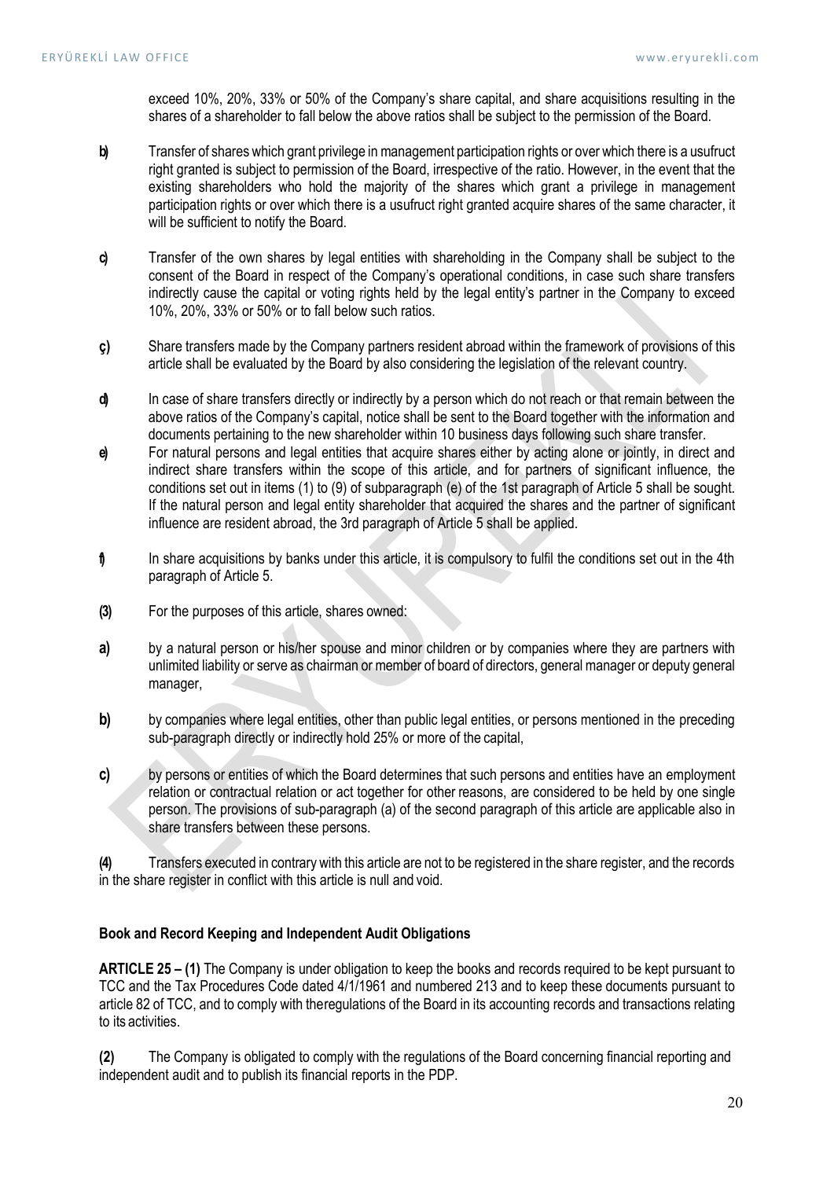exceed 10%, 20%, 33% or 50% of the Company's share capital, and share acquisitions resulting in the shares of a shareholder to fall below the above ratios shall be subject to the permission of the Board.

**b)** Transfer of shares which grant privilege in management participation rights or over which there is a usufruct right granted is subject to permission of the Board, irrespective of the ratio. However, in the event that the existing shareholders who hold the majority of the shares which grant a privilege in management participation rights or over which there is a usufruct right granted acquire shares of the same character, it will be sufficient to notify the Board.

**c)** Transfer of the own shares by legal entities with shareholding in the Company shall be subject to the consent of the Board in respect of the Company's operational conditions, in case such share transfers indirectly cause the capital or voting rights held by the legal entity's partner in the Company to exceed 10%, 20%, 33% or 50% or to fall below such ratios.

**ç)** Share transfers made by the Company partners resident abroad within the framework of provisions of this article shall be evaluated by the Board by also considering the legislation of the relevant country.

**d)** In case of share transfers directly or indirectly by a person which do not reach or that remain between the above ratios of the Company's capital, notice shall be sent to the Board together with the information and documents pertaining to the new shareholder within 10 business days following such share transfer.

**e)** For natural persons and legal entities that acquire shares either by acting alone or jointly, in direct and indirect share transfers within the scope of this article, and for partners of significant influence, the conditions set out in items (1) to (9) of subparagraph (e) of the 1st paragraph of Article 5 shall be sought. If the natural person and legal entity shareholder that acquired the shares and the partner of significant influence are resident abroad, the 3rd paragraph of Article 5 shall be applied.

**f)** In share acquisitions by banks under this article, it is compulsory to fulfil the conditions set out in the 4th paragraph of Article 5.

**(3)** For the purposes of this article, shares owned:

**a)** by a natural person or his/her spouse and minor children or by companies where they are partners with unlimited liability or serve as chairman or member of board of directors, general manager or deputy general manager,

**b)** by companies where legal entities, other than public legal entities, or persons mentioned in the preceding sub-paragraph directly or indirectly hold 25% or more of the capital,

**c)** by persons or entities of which the Board determines that such persons and entities have an employment relation or contractual relation or act together for other reasons, are considered to be held by one single person. The provisions of sub-paragraph (a) of the second paragraph of this article are applicable also in share transfers between these persons.

**(4)** Transfers executed in contrary with this article are not to be registered in the share register, and the records in the share register in conflict with this article is null and void.

#### Book and Record Keeping and Independent Audit Obligations

**ARTICLE 25 – (1)** The Company is under obligation to keep the books and records required to be kept pursuant to TCC and the Tax Procedures Code dated 4/1/1961 and numbered 213 and to keep these documents pursuant to article 82 of TCC, and to comply with theregulations of the Board in its accounting records and transactions relating to its activities.

**(2)** The Company is obligated to comply with the regulations of the Board concerning financial reporting and independent audit and to publish its financial reports in the PDP.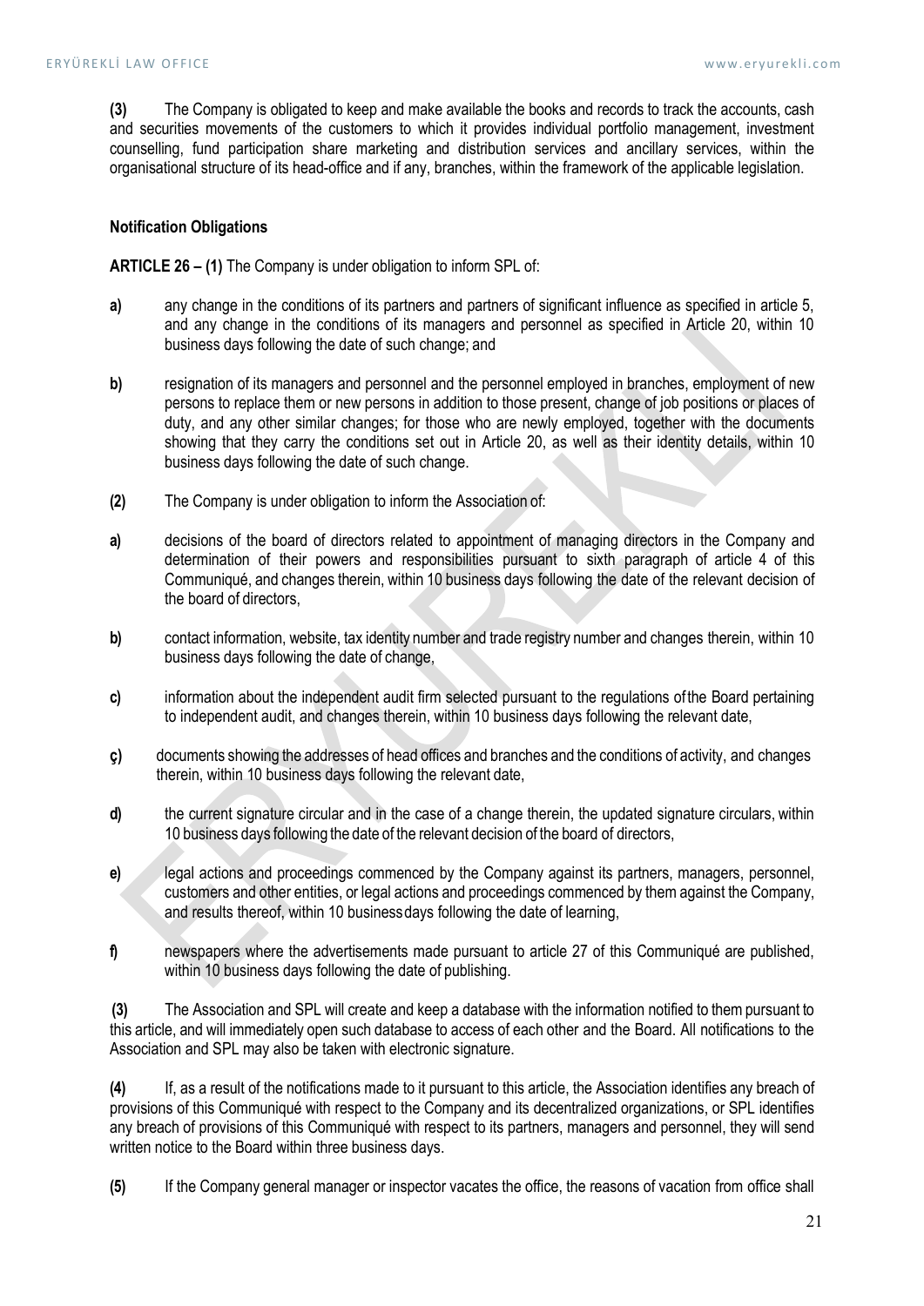**(3)** The Company is obligated to keep and make available the books and records to track the accounts, cash and securities movements of the customers to which it provides individual portfolio management, investment counselling, fund participation share marketing and distribution services and ancillary services, within the organisational structure of its head-office and if any, branches, within the framework of the applicable legislation.

**Notification Obligations**

**ARTICLE 26 – (1)** The Company is under obligation to inform SPL of:

**a)** any change in the conditions of its partners and partners of significant influence as specified in article 5, and any change in the conditions of its managers and personnel as specified in Article 20, within 10 business days following the date of such change; and

**b)** resignation of its managers and personnel and the personnel employed in branches, employment of new persons to replace them or new persons in addition to those present, change of job positions or places of duty, and any other similar changes; for those who are newly employed, together with the documents showing that they carry the conditions set out in Article 20, as well as their identity details, within 10 business days following the date of such change.

**(2)** The Company is under obligation to inform the Association of:

**a)** decisions of the board of directors related to appointment of managing directors in the Company and determination of their powers and responsibilities pursuant to sixth paragraph of article 4 of this Communiqué, and changes therein, within 10 business days following the date of the relevant decision of the board of directors,

**b)** contact information, website, tax identity number and trade registry number and changes therein, within 10 business days following the date of change,

**c)** information about the independent audit firm selected pursuant to the regulations of the Board pertaining to independent audit, and changes therein, within 10 business days following the relevant date,

**ç)** documents showing the addresses of head offices and branches and the conditions of activity, and changes therein, within 10 business days following the relevant date,

**d)** the current signature circular and in the case of a change therein, the updated signature circulars, within 10 business days following the date of the relevant decision of the board of directors,

**e)** legal actions and proceedings commenced by the Company against its partners, managers, personnel, customers and other entities, or legal actions and proceedings commenced by them against the Company, and results thereof, within 10 business days following the date of learning,

**f)** newspapers where the advertisements made pursuant to article 27 of this Communiqué are published, within 10 business days following the date of publishing.

**(3)** The Association and SPL will create and keep a database with the information notified to them pursuant to this article, and will immediately open such database to access of each other and the Board. All notifications to the Association and SPL may also be taken with electronic signature.

**(4)** If, as a result of the notifications made to it pursuant to this article, the Association identifies any breach of provisions of this Communiqué with respect to the Company and its decentralized organizations, or SPL identifies any breach of provisions of this Communiqué with respect to its partners, managers and personnel, they will send written notice to the Board within three business days.

**(5)** If the Company general manager or inspector vacates the office, the reasons of vacation from office shall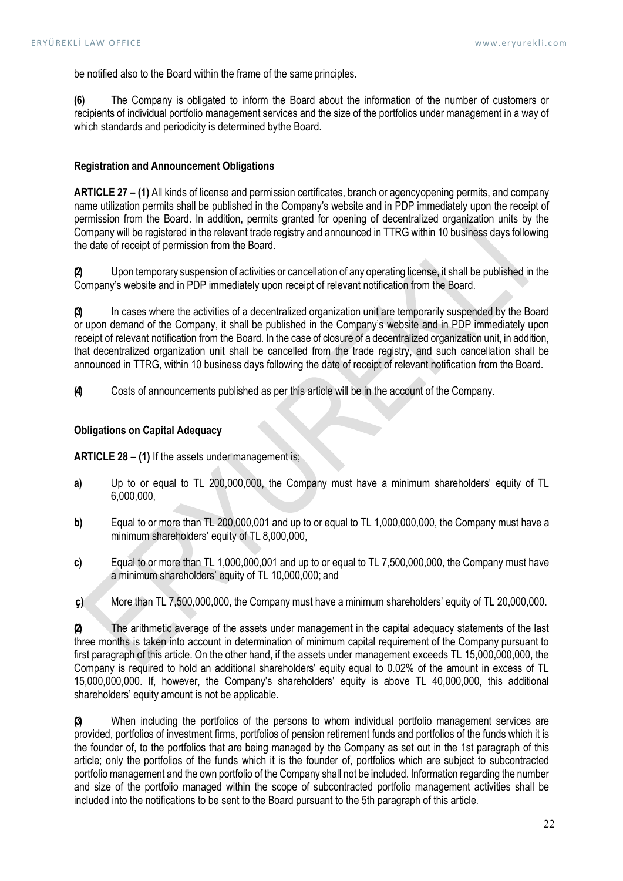be notified also to the Board within the frame of the same principles.

**(6)** The Company is obligated to inform the Board about the information of the number of customers or recipients of individual portfolio management services and the size of the portfolios under management in a way of which standards and periodicity is determined bythe Board.

**Registration and Announcement Obligations**

**ARTICLE 27 – (1)** All kinds of license and permission certificates, branch or agencyopening permits, and company name utilization permits shall be published in the Company's website and in PDP immediately upon the receipt of permission from the Board. In addition, permits granted for opening of decentralized organization units by the Company will be registered in the relevant trade registry and announced in TTRG within 10 business days following the date of receipt of permission from the Board.

**(2)** Upon temporary suspension of activities or cancellation of any operating license, it shall be published in the Company's website and in PDP immediately upon receipt of relevant notification from the Board.

**(3)** In cases where the activities of a decentralized organization unit are temporarily suspended by the Board or upon demand of the Company, it shall be published in the Company's website and in PDP immediately upon receipt of relevant notification from the Board. In the case of closure of a decentralized organization unit, in addition, that decentralized organization unit shall be cancelled from the trade registry, and such cancellation shall be announced in TTRG, within 10 business days following the date of receipt of relevant notification from the Board.

**(4)** Costs of announcements published as per this article will be in the account of the Company.

**Obligations on Capital Adequacy**

**ARTICLE 28 – (1)** If the assets under management is;

**a)** Up to or equal to TL 200,000,000, the Company must have a minimum shareholders' equity of TL 6,000,000,

**b)** Equal to or more than TL 200,000,001 and up to or equal to TL 1,000,000,000, the Company must have a minimum shareholders' equity of TL 8,000,000,

**c)** Equal to or more than TL 1,000,000,001 and up to or equal to TL 7,500,000,000, the Company must have a minimum shareholders' equity of TL 10,000,000; and

**ç)** More than TL 7,500,000,000, the Company must have a minimum shareholders' equity of TL 20,000,000.

**(2)** The arithmetic average of the assets under management in the capital adequacy statements of the last three months is taken into account in determination of minimum capital requirement of the Company pursuant to first paragraph of this article. On the other hand, if the assets under management exceeds TL 15,000,000,000, the Company is required to hold an additional shareholders' equity equal to 0.02% of the amount in excess of TL 15,000,000,000. If, however, the Company's shareholders' equity is above TL 40,000,000, this additional shareholders' equity amount is not be applicable.

**(3)** When including the portfolios of the persons to whom individual portfolio management services are provided, portfolios of investment firms, portfolios of pension retirement funds and portfolios of the funds which it is the founder of, to the portfolios that are being managed by the Company as set out in the 1st paragraph of this article; only the portfolios of the funds which it is the founder of, portfolios which are subject to subcontracted portfolio management and the own portfolio of the Company shall not be included. Information regarding the number and size of the portfolio managed within the scope of subcontracted portfolio management activities shall be included into the notifications to be sent to the Board pursuant to the 5th paragraph of this article.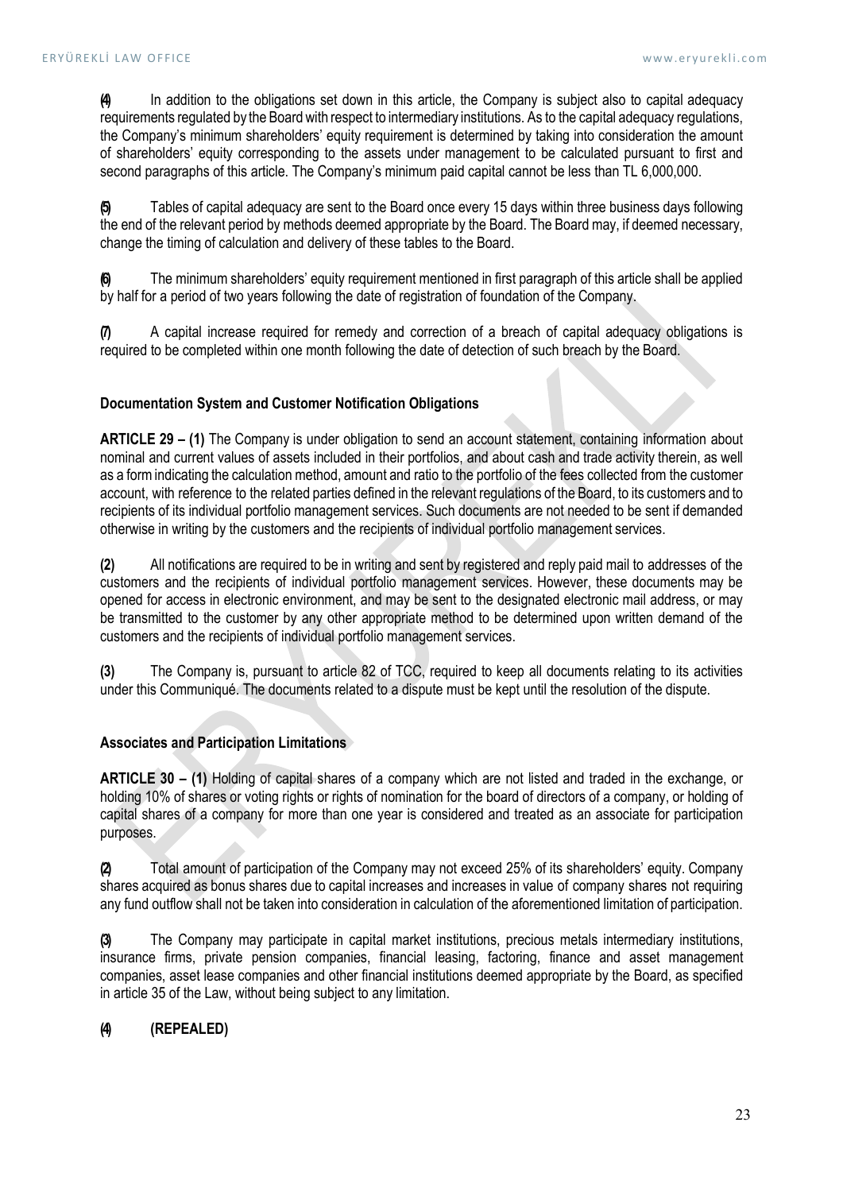**(4)** In addition to the obligations set down in this article, the Company is subject also to capital adequacy requirements regulated by the Board with respect to intermediary institutions. As to the capital adequacy regulations, the Company's minimum shareholders' equity requirement is determined by taking into consideration the amount of shareholders' equity corresponding to the assets under management to be calculated pursuant to first and second paragraphs of this article. The Company's minimum paid capital cannot be less than TL 6,000,000.

**(5)** Tables of capital adequacy are sent to the Board once every 15 days within three business days following the end of the relevant period by methods deemed appropriate by the Board. The Board may, if deemed necessary, change the timing of calculation and delivery of these tables to the Board.

**(6)** The minimum shareholders' equity requirement mentioned in first paragraph of this article shall be applied by half for a period of two years following the date of registration of foundation of the Company.

**(7)** A capital increase required for remedy and correction of a breach of capital adequacy obligations is required to be completed within one month following the date of detection of such breach by the Board.

**Documentation System and Customer Notification Obligations**

**ARTICLE 29 – (1)** The Company is under obligation to send an account statement, containing information about nominal and current values of assets included in their portfolios, and about cash and trade activity therein, as well as a form indicating the calculation method, amount and ratio to the portfolio of the fees collected from the customer account, with reference to the related parties defined in the relevant regulations of the Board, to its customers and to recipients of its individual portfolio management services. Such documents are not needed to be sent if demanded otherwise in writing by the customers and the recipients of individual portfolio management services.

**(2)** All notifications are required to be in writing and sent by registered and reply paid mail to addresses of the customers and the recipients of individual portfolio management services. However, these documents may be opened for access in electronic environment, and may be sent to the designated electronic mail address, or may be transmitted to the customer by any other appropriate method to be determined upon written demand of the customers and the recipients of individual portfolio management services.

**(3)** The Company is, pursuant to article 82 of TCC, required to keep all documents relating to its activities under this Communiqué. The documents related to a dispute must be kept until the resolution of the dispute.

**Associates and Participation Limitations**

**ARTICLE 30 – (1)** Holding of capital shares of a company which are not listed and traded in the exchange, or holding 10% of shares or voting rights or rights of nomination for the board of directors of a company, or holding of capital shares of a company for more than one year is considered and treated as an associate for participation purposes.

**(2)** Total amount of participation of the Company may not exceed 25% of its shareholders' equity. Company shares acquired as bonus shares due to capital increases and increases in value of company shares not requiring any fund outflow shall not be taken into consideration in calculation of the aforementioned limitation of participation.

**(3)** The Company may participate in capital market institutions, precious metals intermediary institutions, insurance firms, private pension companies, financial leasing, factoring, finance and asset management companies, asset lease companies and other financial institutions deemed appropriate by the Board, as specified in article 35 of the Law, without being subject to any limitation.

**(4) (REPEALED)**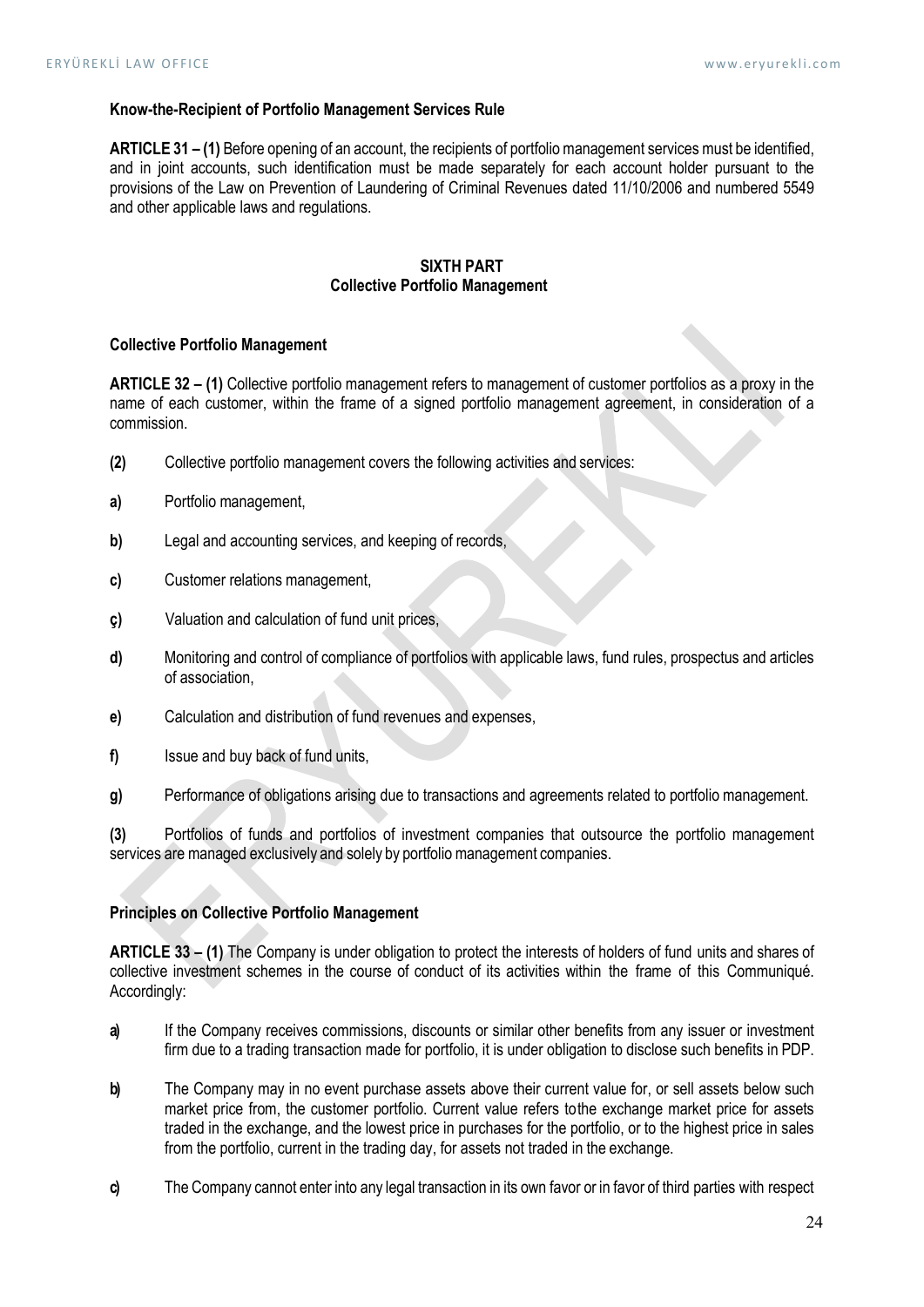**Know-the-Recipient of Portfolio Management Services Rule**

**ARTICLE 31 – (1)** Before opening of an account, the recipients of portfolio management services must be identified, and in joint accounts, such identification must be made separately for each account holder pursuant to the provisions of the Law on Prevention of Laundering of Criminal Revenues dated 11/10/2006 and numbered 5549 and other applicable laws and regulations.

## SIXTH PART
## Collective Portfolio Management

**Collective Portfolio Management**

**ARTICLE 32 – (1)** Collective portfolio management refers to management of customer portfolios as a proxy in the name of each customer, within the frame of a signed portfolio management agreement, in consideration of a commission.

**(2)** Collective portfolio management covers the following activities and services:

**a)** Portfolio management,

**b)** Legal and accounting services, and keeping of records,

**c)** Customer relations management,

**ç)** Valuation and calculation of fund unit prices,

**d)** Monitoring and control of compliance of portfolios with applicable laws, fund rules, prospectus and articles of association,

**e)** Calculation and distribution of fund revenues and expenses,

**f)** Issue and buy back of fund units,

**g)** Performance of obligations arising due to transactions and agreements related to portfolio management.

**(3)** Portfolios of funds and portfolios of investment companies that outsource the portfolio management services are managed exclusively and solely by portfolio management companies.

**Principles on Collective Portfolio Management**

**ARTICLE 33 – (1)** The Company is under obligation to protect the interests of holders of fund units and shares of collective investment schemes in the course of conduct of its activities within the frame of this Communiqué. Accordingly:

**a)** If the Company receives commissions, discounts or similar other benefits from any issuer or investment firm due to a trading transaction made for portfolio, it is under obligation to disclose such benefits in PDP.

**b)** The Company may in no event purchase assets above their current value for, or sell assets below such market price from, the customer portfolio. Current value refers tothe exchange market price for assets traded in the exchange, and the lowest price in purchases for the portfolio, or to the highest price in sales from the portfolio, current in the trading day, for assets not traded in the exchange.

**c)** The Company cannot enter into any legal transaction in its own favor or in favor of third parties with respect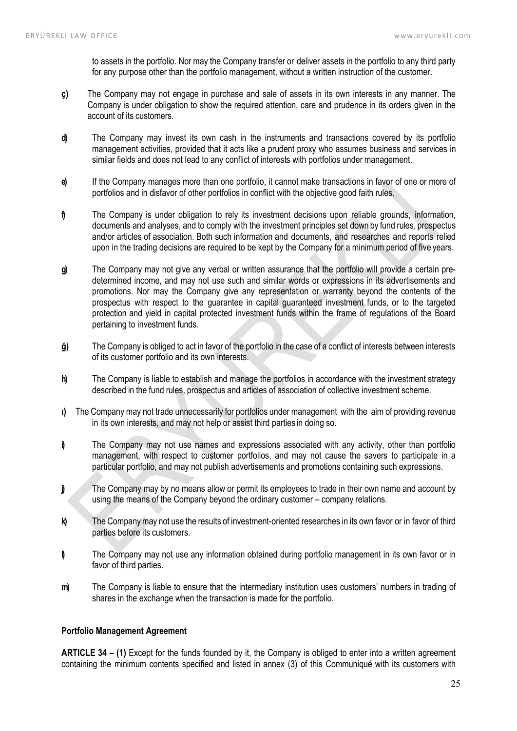to assets in the portfolio. Nor may the Company transfer or deliver assets in the portfolio to any third party for any purpose other than the portfolio management, without a written instruction of the customer.

**ç)** The Company may not engage in purchase and sale of assets in its own interests in any manner. The Company is under obligation to show the required attention, care and prudence in its orders given in the account of its customers.

**d)** The Company may invest its own cash in the instruments and transactions covered by its portfolio management activities, provided that it acts like a prudent proxy who assumes business and services in similar fields and does not lead to any conflict of interests with portfolios under management.

**e)** If the Company manages more than one portfolio, it cannot make transactions in favor of one or more of portfolios and in disfavor of other portfolios in conflict with the objective good faith rules.

**f)** The Company is under obligation to rely its investment decisions upon reliable grounds, information, documents and analyses, and to comply with the investment principles set down by fund rules, prospectus and/or articles of association. Both such information and documents, and researches and reports relied upon in the trading decisions are required to be kept by the Company for a minimum period of five years.

**g)** The Company may not give any verbal or written assurance that the portfolio will provide a certain pre-determined income, and may not use such and similar words or expressions in its advertisements and promotions. Nor may the Company give any representation or warranty beyond the contents of the prospectus with respect to the guarantee in capital guaranteed investment funds, or to the targeted protection and yield in capital protected investment funds within the frame of regulations of the Board pertaining to investment funds.

**ğ)** The Company is obliged to act in favor of the portfolio in the case of a conflict of interests between interests of its customer portfolio and its own interests.

**h)** The Company is liable to establish and manage the portfolios in accordance with the investment strategy described in the fund rules, prospectus and articles of association of collective investment scheme.

**ı)** The Company may not trade unnecessarily for portfolios under management with the aim of providing revenue in its own interests, and may not help or assist third parties in doing so.

**i)** The Company may not use names and expressions associated with any activity, other than portfolio management, with respect to customer portfolios, and may not cause the savers to participate in a particular portfolio, and may not publish advertisements and promotions containing such expressions.

**j)** The Company may by no means allow or permit its employees to trade in their own name and account by using the means of the Company beyond the ordinary customer – company relations.

**k)** The Company may not use the results of investment-oriented researches in its own favor or in favor of third parties before its customers.

**l)** The Company may not use any information obtained during portfolio management in its own favor or in favor of third parties.

**m)** The Company is liable to ensure that the intermediary institution uses customers' numbers in trading of shares in the exchange when the transaction is made for the portfolio.

**Portfolio Management Agreement**

**ARTICLE 34 – (1)** Except for the funds founded by it, the Company is obliged to enter into a written agreement containing the minimum contents specified and listed in annex (3) of this Communiqué with its customers with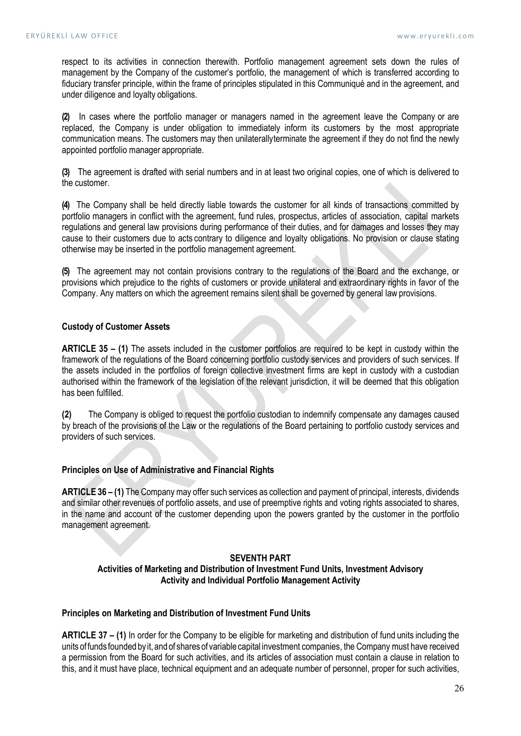respect to its activities in connection therewith. Portfolio management agreement sets down the rules of management by the Company of the customer's portfolio, the management of which is transferred according to fiduciary transfer principle, within the frame of principles stipulated in this Communiqué and in the agreement, and under diligence and loyalty obligations.

**(2)** In cases where the portfolio manager or managers named in the agreement leave the Company or are replaced, the Company is under obligation to immediately inform its customers by the most appropriate communication means. The customers may then unilaterallyterminate the agreement if they do not find the newly appointed portfolio manager appropriate.

**(3)** The agreement is drafted with serial numbers and in at least two original copies, one of which is delivered to the customer.

**(4)** The Company shall be held directly liable towards the customer for all kinds of transactions committed by portfolio managers in conflict with the agreement, fund rules, prospectus, articles of association, capital markets regulations and general law provisions during performance of their duties, and for damages and losses they may cause to their customers due to acts contrary to diligence and loyalty obligations. No provision or clause stating otherwise may be inserted in the portfolio management agreement.

**(5)** The agreement may not contain provisions contrary to the regulations of the Board and the exchange, or provisions which prejudice to the rights of customers or provide unilateral and extraordinary rights in favor of the Company. Any matters on which the agreement remains silent shall be governed by general law provisions.

**Custody of Customer Assets**

**ARTICLE 35 – (1)** The assets included in the customer portfolios are required to be kept in custody within the framework of the regulations of the Board concerning portfolio custody services and providers of such services. If the assets included in the portfolios of foreign collective investment firms are kept in custody with a custodian authorised within the framework of the legislation of the relevant jurisdiction, it will be deemed that this obligation has been fulfilled.

**(2)** The Company is obliged to request the portfolio custodian to indemnify compensate any damages caused by breach of the provisions of the Law or the regulations of the Board pertaining to portfolio custody services and providers of such services.

**Principles on Use of Administrative and Financial Rights**

**ARTICLE 36 – (1)** The Company may offer such services as collection and payment of principal, interests, dividends and similar other revenues of portfolio assets, and use of preemptive rights and voting rights associated to shares, in the name and account of the customer depending upon the powers granted by the customer in the portfolio management agreement.

## SEVENTH PART
## Activities of Marketing and Distribution of Investment Fund Units, Investment Advisory Activity and Individual Portfolio Management Activity

**Principles on Marketing and Distribution of Investment Fund Units**

**ARTICLE 37 – (1)** In order for the Company to be eligible for marketing and distribution of fund units including the units of funds founded by it, and of shares of variable capital investment companies, the Company must have received a permission from the Board for such activities, and its articles of association must contain a clause in relation to this, and it must have place, technical equipment and an adequate number of personnel, proper for such activities,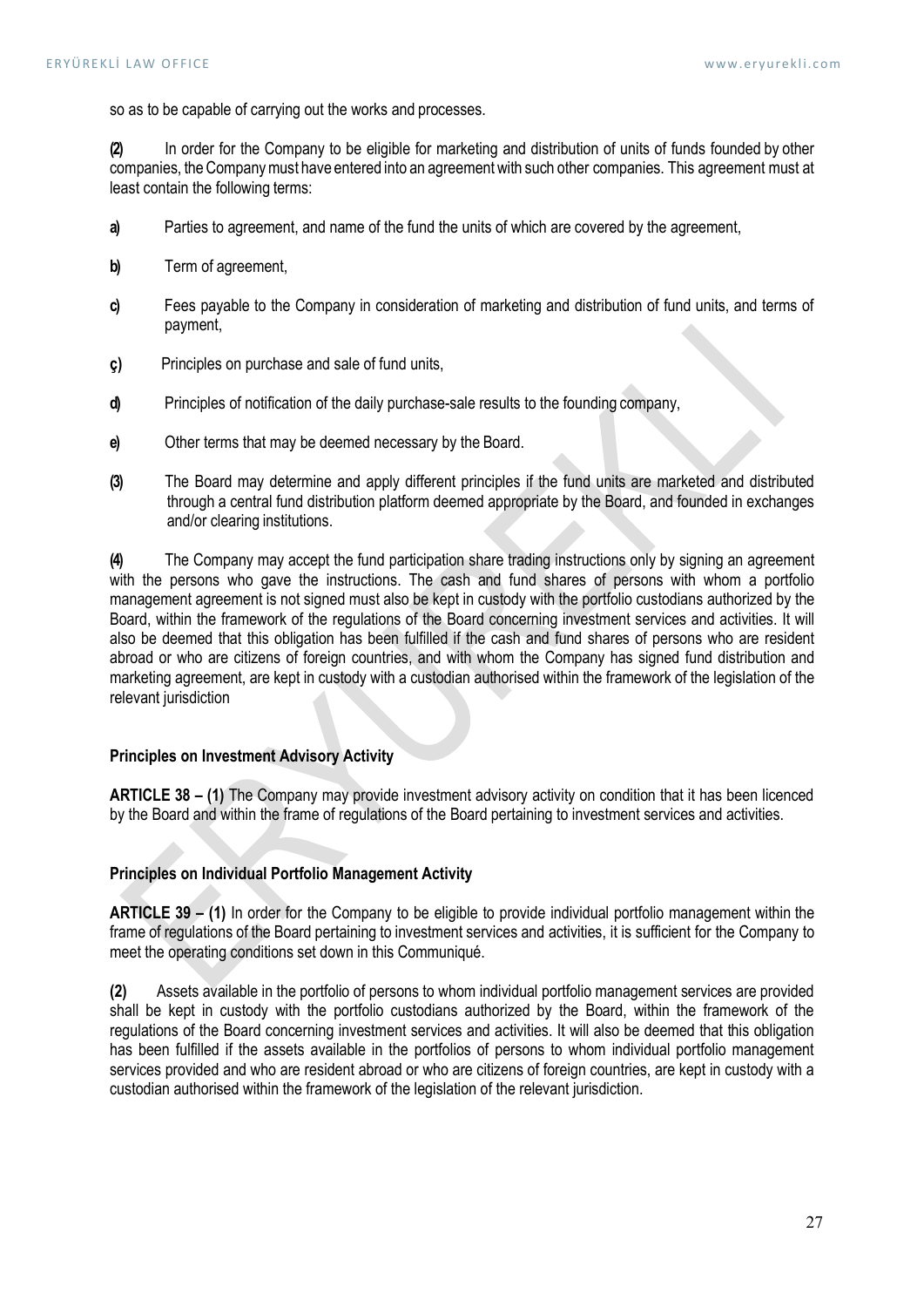so as to be capable of carrying out the works and processes.

**(2)** In order for the Company to be eligible for marketing and distribution of units of funds founded by other companies, the Company must have entered into an agreement with such other companies. This agreement must at least contain the following terms:

**a)** Parties to agreement, and name of the fund the units of which are covered by the agreement,

**b)** Term of agreement,

**c)** Fees payable to the Company in consideration of marketing and distribution of fund units, and terms of payment,

**ç)** Principles on purchase and sale of fund units,

**d)** Principles of notification of the daily purchase-sale results to the founding company,

**e)** Other terms that may be deemed necessary by the Board.

**(3)** The Board may determine and apply different principles if the fund units are marketed and distributed through a central fund distribution platform deemed appropriate by the Board, and founded in exchanges and/or clearing institutions.

**(4)** The Company may accept the fund participation share trading instructions only by signing an agreement with the persons who gave the instructions. The cash and fund shares of persons with whom a portfolio management agreement is not signed must also be kept in custody with the portfolio custodians authorized by the Board, within the framework of the regulations of the Board concerning investment services and activities. It will also be deemed that this obligation has been fulfilled if the cash and fund shares of persons who are resident abroad or who are citizens of foreign countries, and with whom the Company has signed fund distribution and marketing agreement, are kept in custody with a custodian authorised within the framework of the legislation of the relevant jurisdiction

**Principles on Investment Advisory Activity**

**ARTICLE 38 – (1)** The Company may provide investment advisory activity on condition that it has been licenced by the Board and within the frame of regulations of the Board pertaining to investment services and activities.

**Principles on Individual Portfolio Management Activity**

**ARTICLE 39 – (1)** In order for the Company to be eligible to provide individual portfolio management within the frame of regulations of the Board pertaining to investment services and activities, it is sufficient for the Company to meet the operating conditions set down in this Communiqué.

**(2)** Assets available in the portfolio of persons to whom individual portfolio management services are provided shall be kept in custody with the portfolio custodians authorized by the Board, within the framework of the regulations of the Board concerning investment services and activities. It will also be deemed that this obligation has been fulfilled if the assets available in the portfolios of persons to whom individual portfolio management services provided and who are resident abroad or who are citizens of foreign countries, are kept in custody with a custodian authorised within the framework of the legislation of the relevant jurisdiction.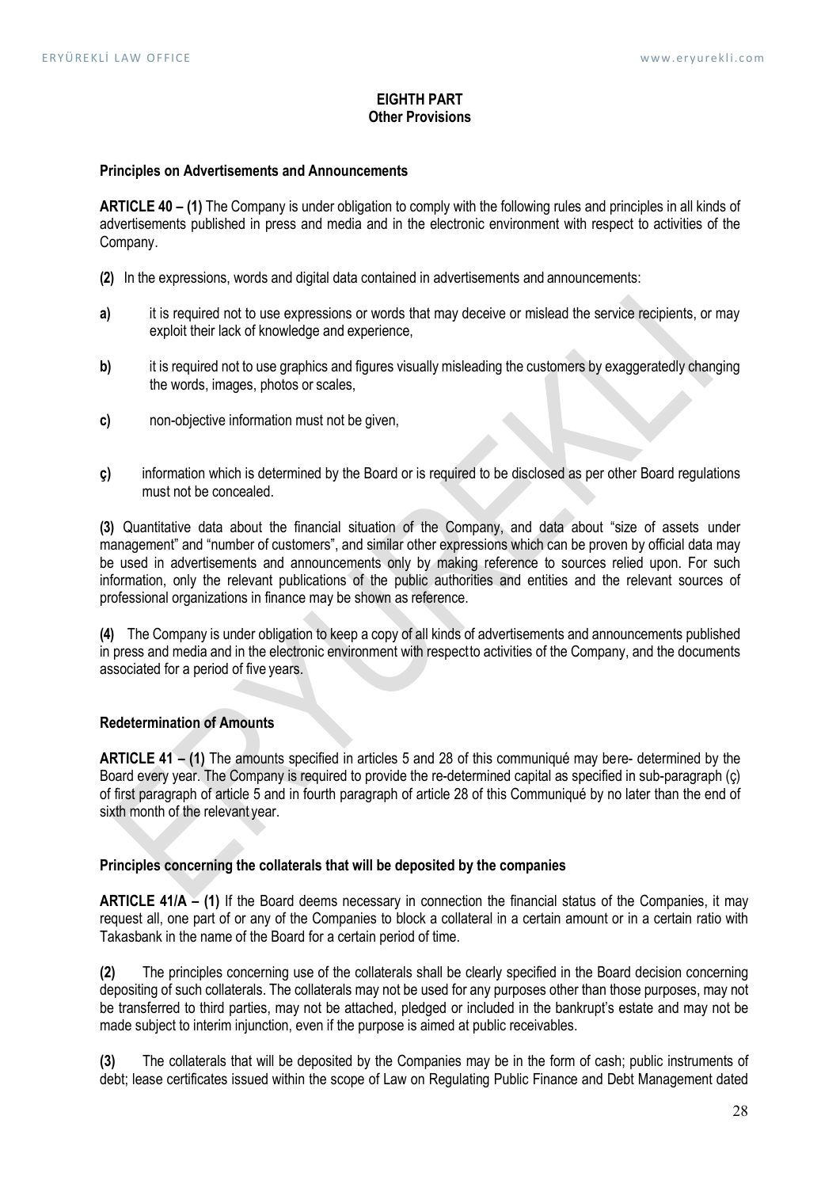## EIGHTH PART
## Other Provisions

**Principles on Advertisements and Announcements**

**ARTICLE 40 – (1)** The Company is under obligation to comply with the following rules and principles in all kinds of advertisements published in press and media and in the electronic environment with respect to activities of the Company.

**(2)** In the expressions, words and digital data contained in advertisements and announcements:

**a)** it is required not to use expressions or words that may deceive or mislead the service recipients, or may exploit their lack of knowledge and experience,

**b)** it is required not to use graphics and figures visually misleading the customers by exaggeratedly changing the words, images, photos or scales,

**c)** non-objective information must not be given,

**ç)** information which is determined by the Board or is required to be disclosed as per other Board regulations must not be concealed.

**(3)** Quantitative data about the financial situation of the Company, and data about "size of assets under management" and "number of customers", and similar other expressions which can be proven by official data may be used in advertisements and announcements only by making reference to sources relied upon. For such information, only the relevant publications of the public authorities and entities and the relevant sources of professional organizations in finance may be shown as reference.

**(4)** The Company is under obligation to keep a copy of all kinds of advertisements and announcements published in press and media and in the electronic environment with respectto activities of the Company, and the documents associated for a period of five years.

**Redetermination of Amounts**

**ARTICLE 41 – (1)** The amounts specified in articles 5 and 28 of this communiqué may bere- determined by the Board every year. The Company is required to provide the re-determined capital as specified in sub-paragraph (ç) of first paragraph of article 5 and in fourth paragraph of article 28 of this Communiqué by no later than the end of sixth month of the relevant year.

**Principles concerning the collaterals that will be deposited by the companies**

**ARTICLE 41/A – (1)** If the Board deems necessary in connection the financial status of the Companies, it may request all, one part of or any of the Companies to block a collateral in a certain amount or in a certain ratio with Takasbank in the name of the Board for a certain period of time.

**(2)** The principles concerning use of the collaterals shall be clearly specified in the Board decision concerning depositing of such collaterals. The collaterals may not be used for any purposes other than those purposes, may not be transferred to third parties, may not be attached, pledged or included in the bankrupt's estate and may not be made subject to interim injunction, even if the purpose is aimed at public receivables.

**(3)** The collaterals that will be deposited by the Companies may be in the form of cash; public instruments of debt; lease certificates issued within the scope of Law on Regulating Public Finance and Debt Management dated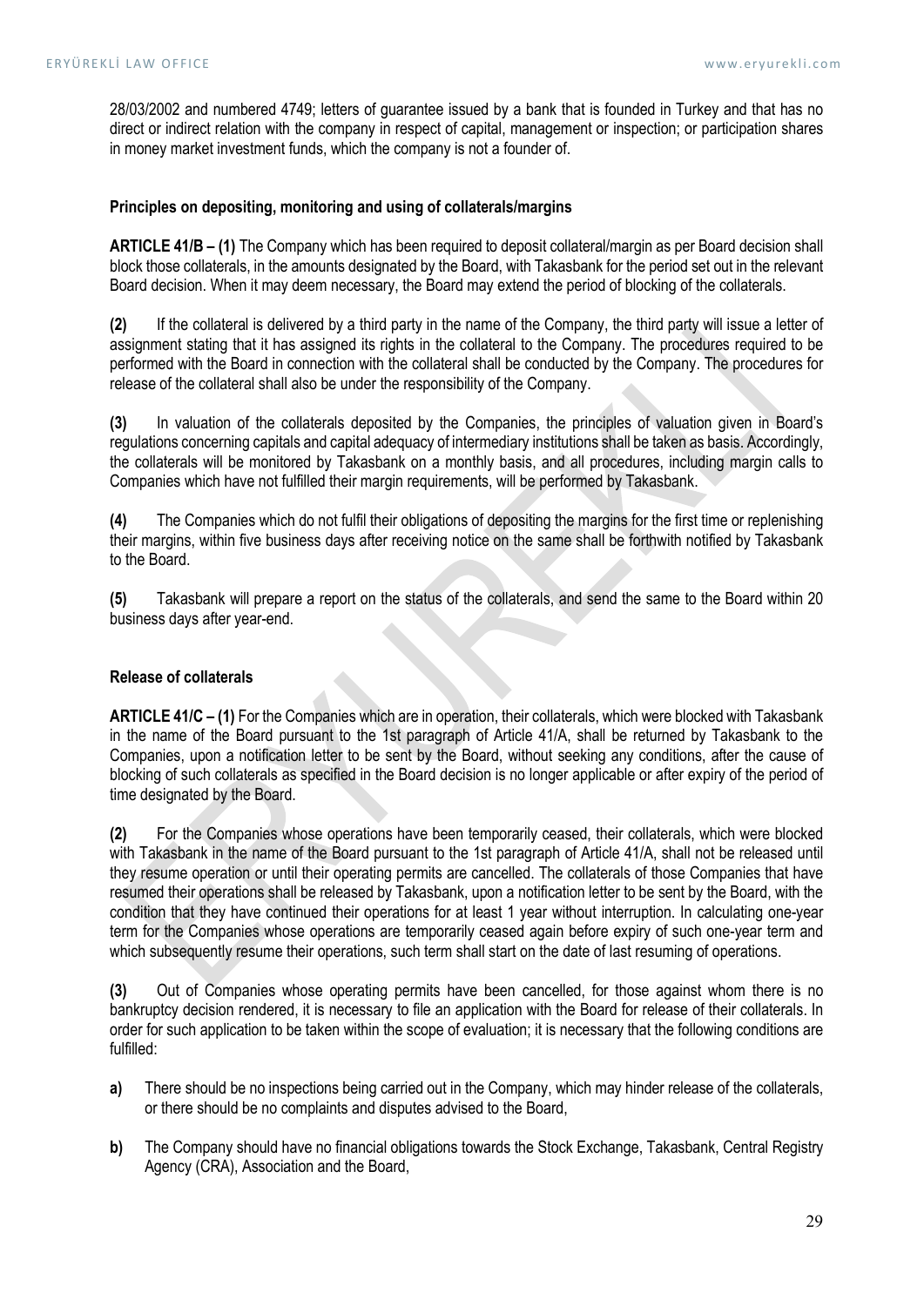28/03/2002 and numbered 4749; letters of guarantee issued by a bank that is founded in Turkey and that has no direct or indirect relation with the company in respect of capital, management or inspection; or participation shares in money market investment funds, which the company is not a founder of.

**Principles on depositing, monitoring and using of collaterals/margins**

**ARTICLE 41/B – (1)** The Company which has been required to deposit collateral/margin as per Board decision shall block those collaterals, in the amounts designated by the Board, with Takasbank for the period set out in the relevant Board decision. When it may deem necessary, the Board may extend the period of blocking of the collaterals.

**(2)** If the collateral is delivered by a third party in the name of the Company, the third party will issue a letter of assignment stating that it has assigned its rights in the collateral to the Company. The procedures required to be performed with the Board in connection with the collateral shall be conducted by the Company. The procedures for release of the collateral shall also be under the responsibility of the Company.

**(3)** In valuation of the collaterals deposited by the Companies, the principles of valuation given in Board's regulations concerning capitals and capital adequacy of intermediary institutions shall be taken as basis. Accordingly, the collaterals will be monitored by Takasbank on a monthly basis, and all procedures, including margin calls to Companies which have not fulfilled their margin requirements, will be performed by Takasbank.

**(4)** The Companies which do not fulfil their obligations of depositing the margins for the first time or replenishing their margins, within five business days after receiving notice on the same shall be forthwith notified by Takasbank to the Board.

**(5)** Takasbank will prepare a report on the status of the collaterals, and send the same to the Board within 20 business days after year-end.

**Release of collaterals**

**ARTICLE 41/C – (1)** For the Companies which are in operation, their collaterals, which were blocked with Takasbank in the name of the Board pursuant to the 1st paragraph of Article 41/A, shall be returned by Takasbank to the Companies, upon a notification letter to be sent by the Board, without seeking any conditions, after the cause of blocking of such collaterals as specified in the Board decision is no longer applicable or after expiry of the period of time designated by the Board.

**(2)** For the Companies whose operations have been temporarily ceased, their collaterals, which were blocked with Takasbank in the name of the Board pursuant to the 1st paragraph of Article 41/A, shall not be released until they resume operation or until their operating permits are cancelled. The collaterals of those Companies that have resumed their operations shall be released by Takasbank, upon a notification letter to be sent by the Board, with the condition that they have continued their operations for at least 1 year without interruption. In calculating one-year term for the Companies whose operations are temporarily ceased again before expiry of such one-year term and which subsequently resume their operations, such term shall start on the date of last resuming of operations.

**(3)** Out of Companies whose operating permits have been cancelled, for those against whom there is no bankruptcy decision rendered, it is necessary to file an application with the Board for release of their collaterals. In order for such application to be taken within the scope of evaluation; it is necessary that the following conditions are fulfilled:

**a)** There should be no inspections being carried out in the Company, which may hinder release of the collaterals, or there should be no complaints and disputes advised to the Board,

**b)** The Company should have no financial obligations towards the Stock Exchange, Takasbank, Central Registry Agency (CRA), Association and the Board,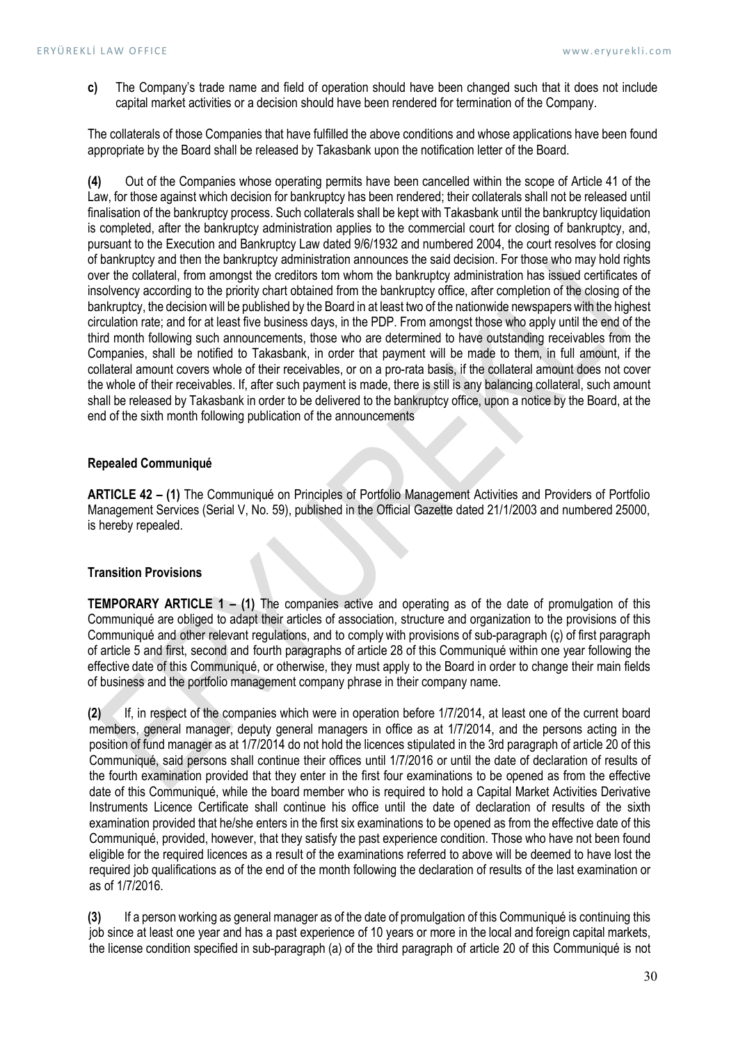**c)** The Company's trade name and field of operation should have been changed such that it does not include capital market activities or a decision should have been rendered for termination of the Company.

The collaterals of those Companies that have fulfilled the above conditions and whose applications have been found appropriate by the Board shall be released by Takasbank upon the notification letter of the Board.

**(4)** Out of the Companies whose operating permits have been cancelled within the scope of Article 41 of the Law, for those against which decision for bankruptcy has been rendered; their collaterals shall not be released until finalisation of the bankruptcy process. Such collaterals shall be kept with Takasbank until the bankruptcy liquidation is completed, after the bankruptcy administration applies to the commercial court for closing of bankruptcy, and, pursuant to the Execution and Bankruptcy Law dated 9/6/1932 and numbered 2004, the court resolves for closing of bankruptcy and then the bankruptcy administration announces the said decision. For those who may hold rights over the collateral, from amongst the creditors tom whom the bankruptcy administration has issued certificates of insolvency according to the priority chart obtained from the bankruptcy office, after completion of the closing of the bankruptcy, the decision will be published by the Board in at least two of the nationwide newspapers with the highest circulation rate; and for at least five business days, in the PDP. From amongst those who apply until the end of the third month following such announcements, those who are determined to have outstanding receivables from the Companies, shall be notified to Takasbank, in order that payment will be made to them, in full amount, if the collateral amount covers whole of their receivables, or on a pro-rata basis, if the collateral amount does not cover the whole of their receivables. If, after such payment is made, there is still is any balancing collateral, such amount shall be released by Takasbank in order to be delivered to the bankruptcy office, upon a notice by the Board, at the end of the sixth month following publication of the announcements

**Repealed Communiqué**

**ARTICLE 42 – (1)** The Communiqué on Principles of Portfolio Management Activities and Providers of Portfolio Management Services (Serial V, No. 59), published in the Official Gazette dated 21/1/2003 and numbered 25000, is hereby repealed.

**Transition Provisions**

**TEMPORARY ARTICLE 1 – (1)** The companies active and operating as of the date of promulgation of this Communiqué are obliged to adapt their articles of association, structure and organization to the provisions of this Communiqué and other relevant regulations, and to comply with provisions of sub-paragraph (ç) of first paragraph of article 5 and first, second and fourth paragraphs of article 28 of this Communiqué within one year following the effective date of this Communiqué, or otherwise, they must apply to the Board in order to change their main fields of business and the portfolio management company phrase in their company name.

**(2)** If, in respect of the companies which were in operation before 1/7/2014, at least one of the current board members, general manager, deputy general managers in office as at 1/7/2014, and the persons acting in the position of fund manager as at 1/7/2014 do not hold the licences stipulated in the 3rd paragraph of article 20 of this Communiqué, said persons shall continue their offices until 1/7/2016 or until the date of declaration of results of the fourth examination provided that they enter in the first four examinations to be opened as from the effective date of this Communiqué, while the board member who is required to hold a Capital Market Activities Derivative Instruments Licence Certificate shall continue his office until the date of declaration of results of the sixth examination provided that he/she enters in the first six examinations to be opened as from the effective date of this Communiqué, provided, however, that they satisfy the past experience condition. Those who have not been found eligible for the required licences as a result of the examinations referred to above will be deemed to have lost the required job qualifications as of the end of the month following the declaration of results of the last examination or as of 1/7/2016.

**(3)** If a person working as general manager as of the date of promulgation of this Communiqué is continuing this job since at least one year and has a past experience of 10 years or more in the local and foreign capital markets, the license condition specified in sub-paragraph (a) of the third paragraph of article 20 of this Communiqué is not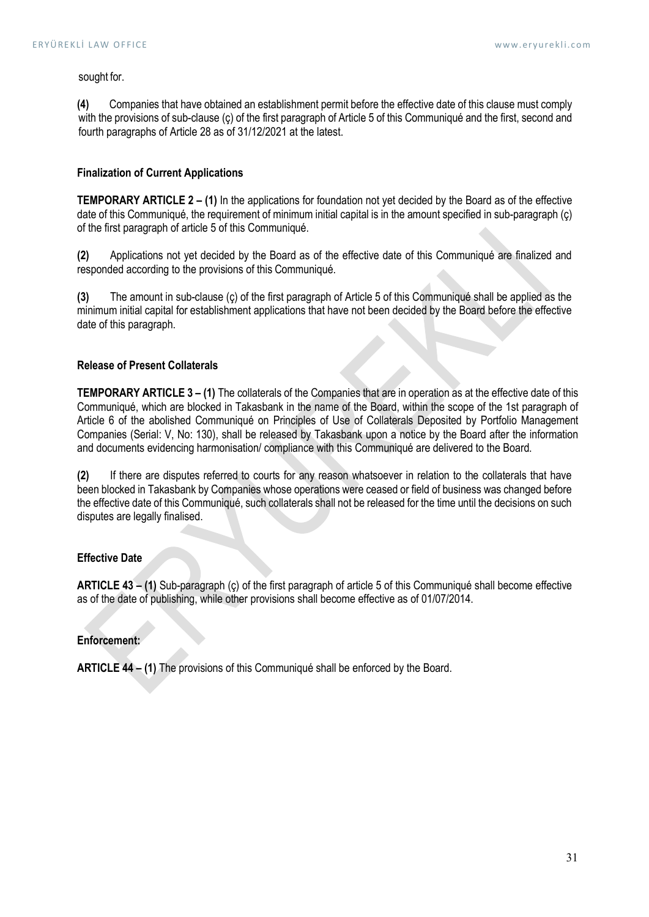sought for.

**(4)** Companies that have obtained an establishment permit before the effective date of this clause must comply with the provisions of sub-clause (ç) of the first paragraph of Article 5 of this Communiqué and the first, second and fourth paragraphs of Article 28 as of 31/12/2021 at the latest.

**Finalization of Current Applications**

**TEMPORARY ARTICLE 2 – (1)** In the applications for foundation not yet decided by the Board as of the effective date of this Communiqué, the requirement of minimum initial capital is in the amount specified in sub-paragraph (ç) of the first paragraph of article 5 of this Communiqué.

**(2)** Applications not yet decided by the Board as of the effective date of this Communiqué are finalized and responded according to the provisions of this Communiqué.

**(3)** The amount in sub-clause (ç) of the first paragraph of Article 5 of this Communiqué shall be applied as the minimum initial capital for establishment applications that have not been decided by the Board before the effective date of this paragraph.

**Release of Present Collaterals**

**TEMPORARY ARTICLE 3 – (1)** The collaterals of the Companies that are in operation as at the effective date of this Communiqué, which are blocked in Takasbank in the name of the Board, within the scope of the 1st paragraph of Article 6 of the abolished Communiqué on Principles of Use of Collaterals Deposited by Portfolio Management Companies (Serial: V, No: 130), shall be released by Takasbank upon a notice by the Board after the information and documents evidencing harmonisation/ compliance with this Communiqué are delivered to the Board.

**(2)** If there are disputes referred to courts for any reason whatsoever in relation to the collaterals that have been blocked in Takasbank by Companies whose operations were ceased or field of business was changed before the effective date of this Communiqué, such collaterals shall not be released for the time until the decisions on such disputes are legally finalised.

**Effective Date**

**ARTICLE 43 – (1)** Sub-paragraph (ç) of the first paragraph of article 5 of this Communiqué shall become effective as of the date of publishing, while other provisions shall become effective as of 01/07/2014.

**Enforcement:**

**ARTICLE 44 – (1)** The provisions of this Communiqué shall be enforced by the Board.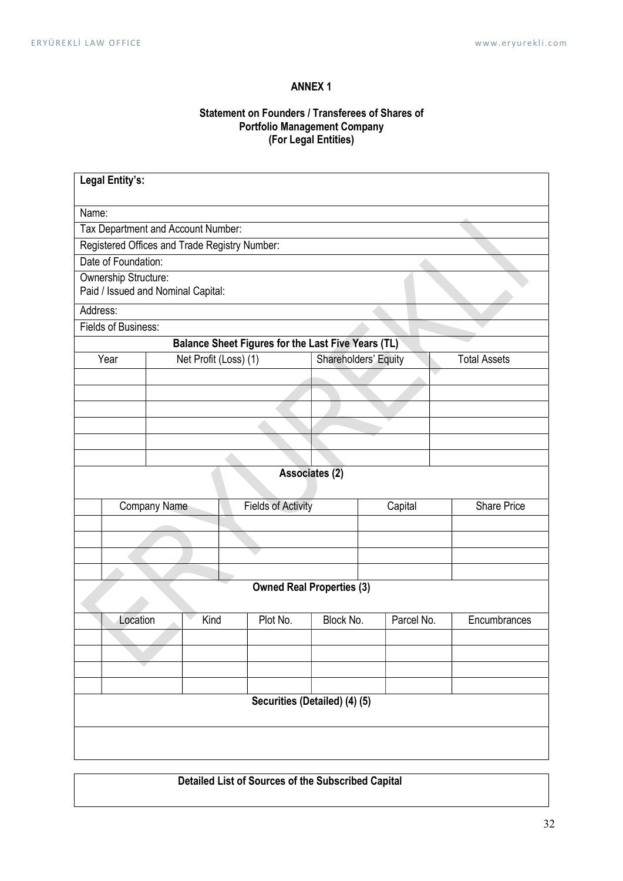**ANNEX 1**

**Statement on Founders / Transferees of Shares of Portfolio Management Company (For Legal Entities)**

| **Legal Entity's:** | | | |
|---|---|---|---|
| Name: | | | |
| Tax Department and Account Number: | | | |
| Registered Offices and Trade Registry Number: | | | |
| Date of Foundation: | | | |
| Ownership Structure:<br>Paid / Issued and Nominal Capital: | | | |
| Address: | | | |
| Fields of Business: | | | |
| **Balance Sheet Figures for the Last Five Years (TL)** | | | |
| Year | Net Profit (Loss) (1) | Shareholders' Equity | Total Assets |
| | | | |
| | | | |
| | | | |
| | | | |
| | | | |
| | | | |

**Associates (2)**

| | Company Name | Fields of Activity | Capital | Share Price |
|---|---|---|---|---|
| | | | | |
| | | | | |
| | | | | |
| | | | | |

**Owned Real Properties (3)**

| | Location | Kind | Plot No. | Block No. | Parcel No. | Encumbrances |
|---|---|---|---|---|---|---|
| | | | | | | |
| | | | | | | |
| | | | | | | |
| | | | | | | |

**Securities (Detailed) (4) (5)**

| |
|---|
| |

**Detailed List of Sources of the Subscribed Capital**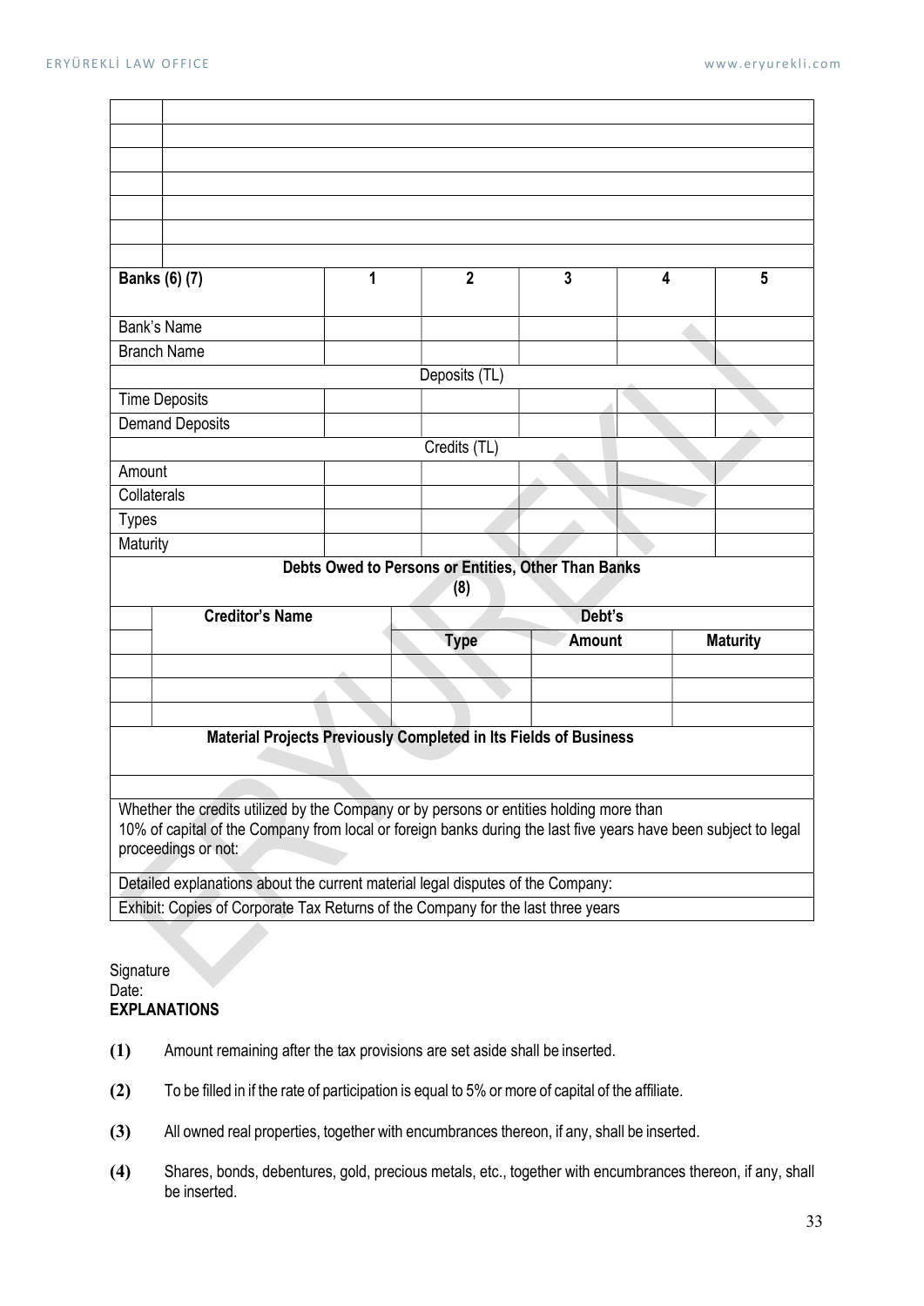| | |
|---|---|
| | |
| | |
| | |
| | |
| | |
| | |

| Banks (6) (7) | 1 | 2 | 3 | 4 | 5 |
|---|---|---|---|---|---|
| Bank's Name | | | | | |
| Branch Name | | | | | |
| Deposits (TL) | | | | | |
| Time Deposits | | | | | |
| Demand Deposits | | | | | |
| Credits (TL) | | | | | |
| Amount | | | | | |
| Collaterals | | | | | |
| Types | | | | | |
| Maturity | | | | | |

**Debts Owed to Persons or Entities, Other Than Banks (8)**

| | Creditor's Name | Debt's | | |
|---|---|---|---|---|
| | | Type | Amount | Maturity |
| | | | | |
| | | | | |
| | | | | |

**Material Projects Previously Completed in Its Fields of Business**

| |
|---|
| |
| Whether the credits utilized by the Company or by persons or entities holding more than 10% of capital of the Company from local or foreign banks during the last five years have been subject to legal proceedings or not: |
| Detailed explanations about the current material legal disputes of the Company: |
| Exhibit: Copies of Corporate Tax Returns of the Company for the last three years |

Signature
Date:

**EXPLANATIONS**

**(1)** Amount remaining after the tax provisions are set aside shall be inserted.

**(2)** To be filled in if the rate of participation is equal to 5% or more of capital of the affiliate.

**(3)** All owned real properties, together with encumbrances thereon, if any, shall be inserted.

**(4)** Shares, bonds, debentures, gold, precious metals, etc., together with encumbrances thereon, if any, shall be inserted.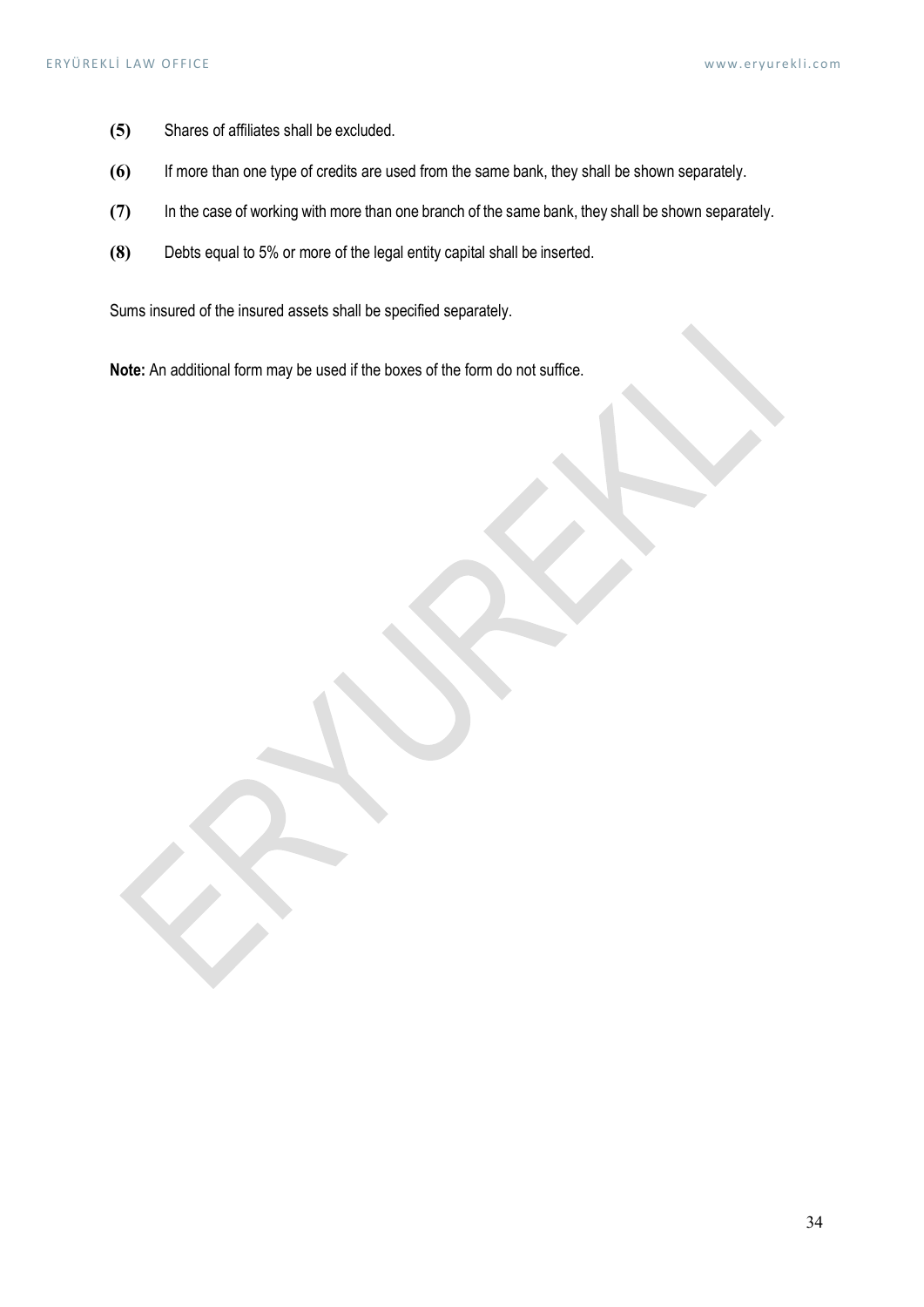**(5)** Shares of affiliates shall be excluded.

**(6)** If more than one type of credits are used from the same bank, they shall be shown separately.

**(7)** In the case of working with more than one branch of the same bank, they shall be shown separately.

**(8)** Debts equal to 5% or more of the legal entity capital shall be inserted.

Sums insured of the insured assets shall be specified separately.

**Note:** An additional form may be used if the boxes of the form do not suffice.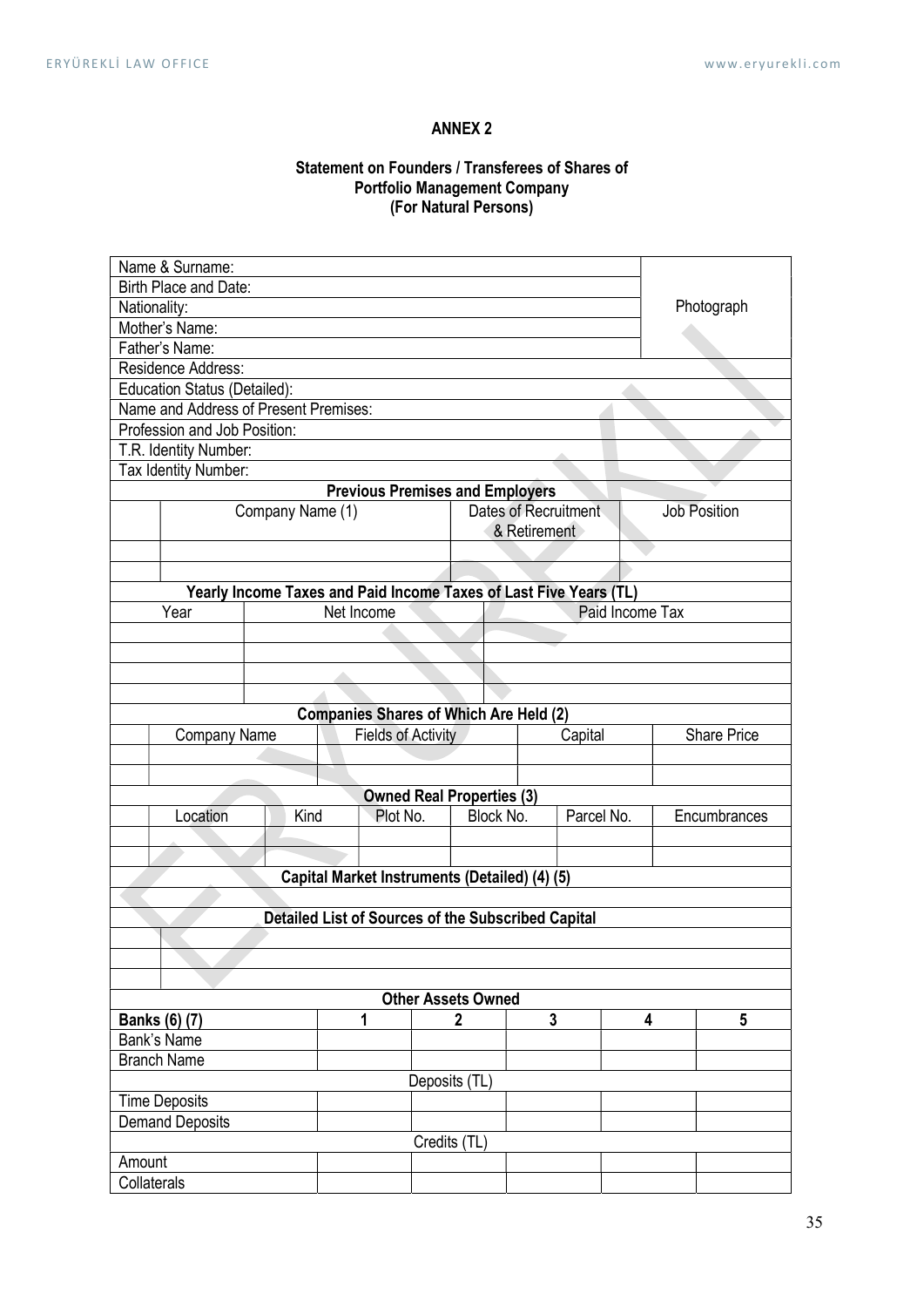## ANNEX 2

### Statement on Founders / Transferees of Shares of Portfolio Management Company (For Natural Persons)

| | |
|---|---|
| Name & Surname: | Photograph |
| Birth Place and Date: | |
| Nationality: | |
| Mother's Name: | |
| Father's Name: | |
| Residence Address: | |
| Education Status (Detailed): | |
| Name and Address of Present Premises: | |
| Profession and Job Position: | |
| T.R. Identity Number: | |
| Tax Identity Number: | |

**Previous Premises and Employers**

| | Company Name (1) | Dates of Recruitment & Retirement | Job Position |
|---|---|---|---|
| | | | |
| | | | |

**Yearly Income Taxes and Paid Income Taxes of Last Five Years (TL)**

| Year | Net Income | Paid Income Tax |
|---|---|---|
| | | |
| | | |
| | | |
| | | |

**Companies Shares of Which Are Held (2)**

| | Company Name | Fields of Activity | Capital | Share Price |
|---|---|---|---|---|
| | | | | |
| | | | | |

**Owned Real Properties (3)**

| | Location | Kind | Plot No. | Block No. | Parcel No. | Encumbrances |
|---|---|---|---|---|---|---|
| | | | | | | |
| | | | | | | |

**Capital Market Instruments (Detailed) (4) (5)**

| |
|---|
| |

**Detailed List of Sources of the Subscribed Capital**

| | |
|---|---|
| | |
| | |
| | |

**Other Assets Owned**

| Banks (6) (7) | 1 | 2 | 3 | 4 | 5 |
|---|---|---|---|---|---|
| Bank's Name | | | | | |
| Branch Name | | | | | |
| Deposits (TL) | | | | | |
| Time Deposits | | | | | |
| Demand Deposits | | | | | |
| Credits (TL) | | | | | |
| Amount | | | | | |
| Collaterals | | | | | |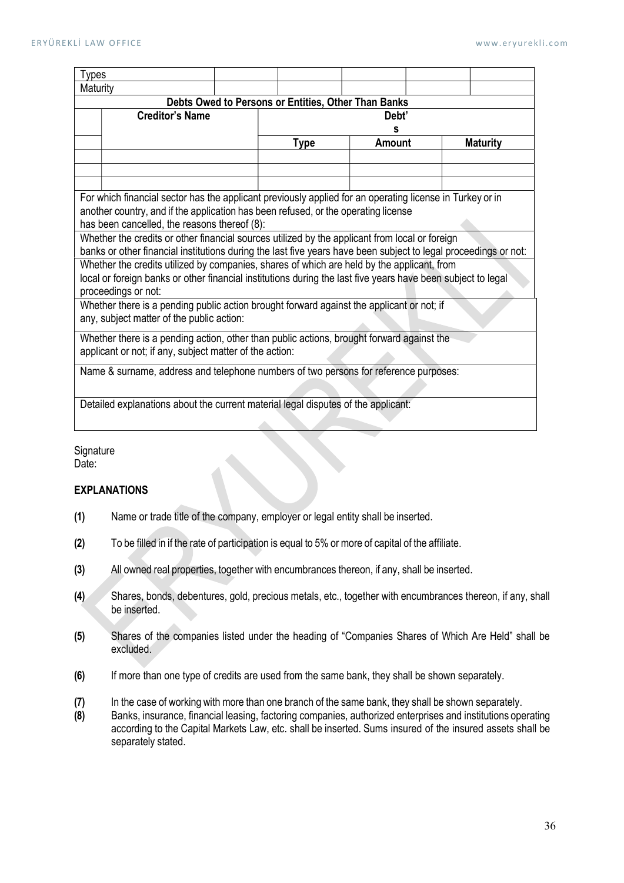| Types | | | | | |
|---|---|---|---|---|---|
| Maturity | | | | | |

| Debts Owed to Persons or Entities, Other Than Banks | | | | |
|---|---|---|---|---|
| | **Creditor's Name** | **Debt's** | | |
| | | **Type** | **Amount** | **Maturity** |
| | | | | |
| | | | | |
| | | | | |

| |
|---|
| For which financial sector has the applicant previously applied for an operating license in Turkey or in another country, and if the application has been refused, or the operating license has been cancelled, the reasons thereof (8): |
| Whether the credits or other financial sources utilized by the applicant from local or foreign banks or other financial institutions during the last five years have been subject to legal proceedings or not: |
| Whether the credits utilized by companies, shares of which are held by the applicant, from local or foreign banks or other financial institutions during the last five years have been subject to legal proceedings or not: |
| Whether there is a pending public action brought forward against the applicant or not; if any, subject matter of the public action: |
| Whether there is a pending action, other than public actions, brought forward against the applicant or not; if any, subject matter of the action: |
| Name & surname, address and telephone numbers of two persons for reference purposes: |
| Detailed explanations about the current material legal disputes of the applicant: |

Signature
Date:

**EXPLANATIONS**

**(1)** Name or trade title of the company, employer or legal entity shall be inserted.

**(2)** To be filled in if the rate of participation is equal to 5% or more of capital of the affiliate.

**(3)** All owned real properties, together with encumbrances thereon, if any, shall be inserted.

**(4)** Shares, bonds, debentures, gold, precious metals, etc., together with encumbrances thereon, if any, shall be inserted.

**(5)** Shares of the companies listed under the heading of "Companies Shares of Which Are Held" shall be excluded.

**(6)** If more than one type of credits are used from the same bank, they shall be shown separately.

**(7)** In the case of working with more than one branch of the same bank, they shall be shown separately.

**(8)** Banks, insurance, financial leasing, factoring companies, authorized enterprises and institutions operating according to the Capital Markets Law, etc. shall be inserted. Sums insured of the insured assets shall be separately stated.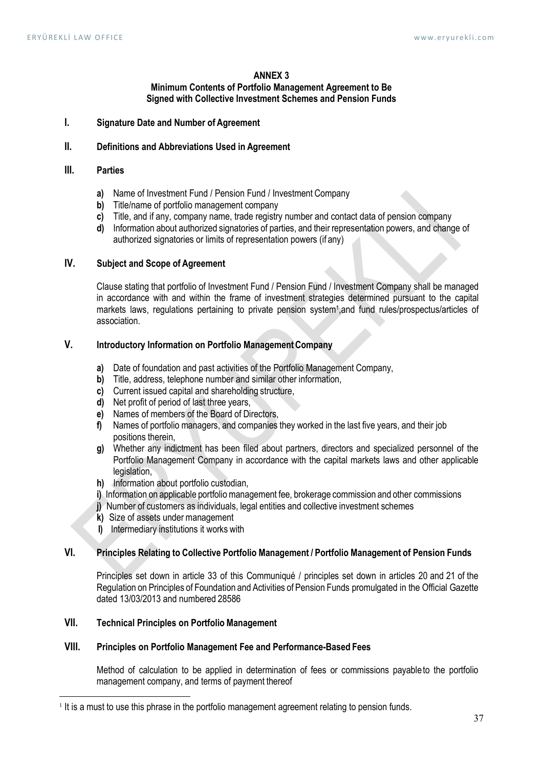**ANNEX 3**

**Minimum Contents of Portfolio Management Agreement to Be Signed with Collective Investment Schemes and Pension Funds**

## I. Signature Date and Number of Agreement

## II. Definitions and Abbreviations Used in Agreement

## III. Parties

- **a)** Name of Investment Fund / Pension Fund / Investment Company
- **b)** Title/name of portfolio management company
- **c)** Title, and if any, company name, trade registry number and contact data of pension company
- **d)** Information about authorized signatories of parties, and their representation powers, and change of authorized signatories or limits of representation powers (if any)

## IV. Subject and Scope of Agreement

Clause stating that portfolio of Investment Fund / Pension Fund / Investment Company shall be managed in accordance with and within the frame of investment strategies determined pursuant to the capital markets laws, regulations pertaining to private pension system[1],and fund rules/prospectus/articles of association.

## V. Introductory Information on Portfolio Management Company

- **a)** Date of foundation and past activities of the Portfolio Management Company,
- **b)** Title, address, telephone number and similar other information,
- **c)** Current issued capital and shareholding structure,
- **d)** Net profit of period of last three years,
- **e)** Names of members of the Board of Directors,
- **f)** Names of portfolio managers, and companies they worked in the last five years, and their job positions therein,
- **g)** Whether any indictment has been filed about partners, directors and specialized personnel of the Portfolio Management Company in accordance with the capital markets laws and other applicable legislation,
- **h)** Information about portfolio custodian,
- **i)** Information on applicable portfolio management fee, brokerage commission and other commissions
- **j)** Number of customers as individuals, legal entities and collective investment schemes
- **k)** Size of assets under management
- **l)** Intermediary institutions it works with

## VI. Principles Relating to Collective Portfolio Management / Portfolio Management of Pension Funds

Principles set down in article 33 of this Communiqué / principles set down in articles 20 and 21 of the Regulation on Principles of Foundation and Activities of Pension Funds promulgated in the Official Gazette dated 13/03/2013 and numbered 28586

## VII. Technical Principles on Portfolio Management

## VIII. Principles on Portfolio Management Fee and Performance-Based Fees

Method of calculation to be applied in determination of fees or commissions payable to the portfolio management company, and terms of payment thereof

---

[1] It is a must to use this phrase in the portfolio management agreement relating to pension funds.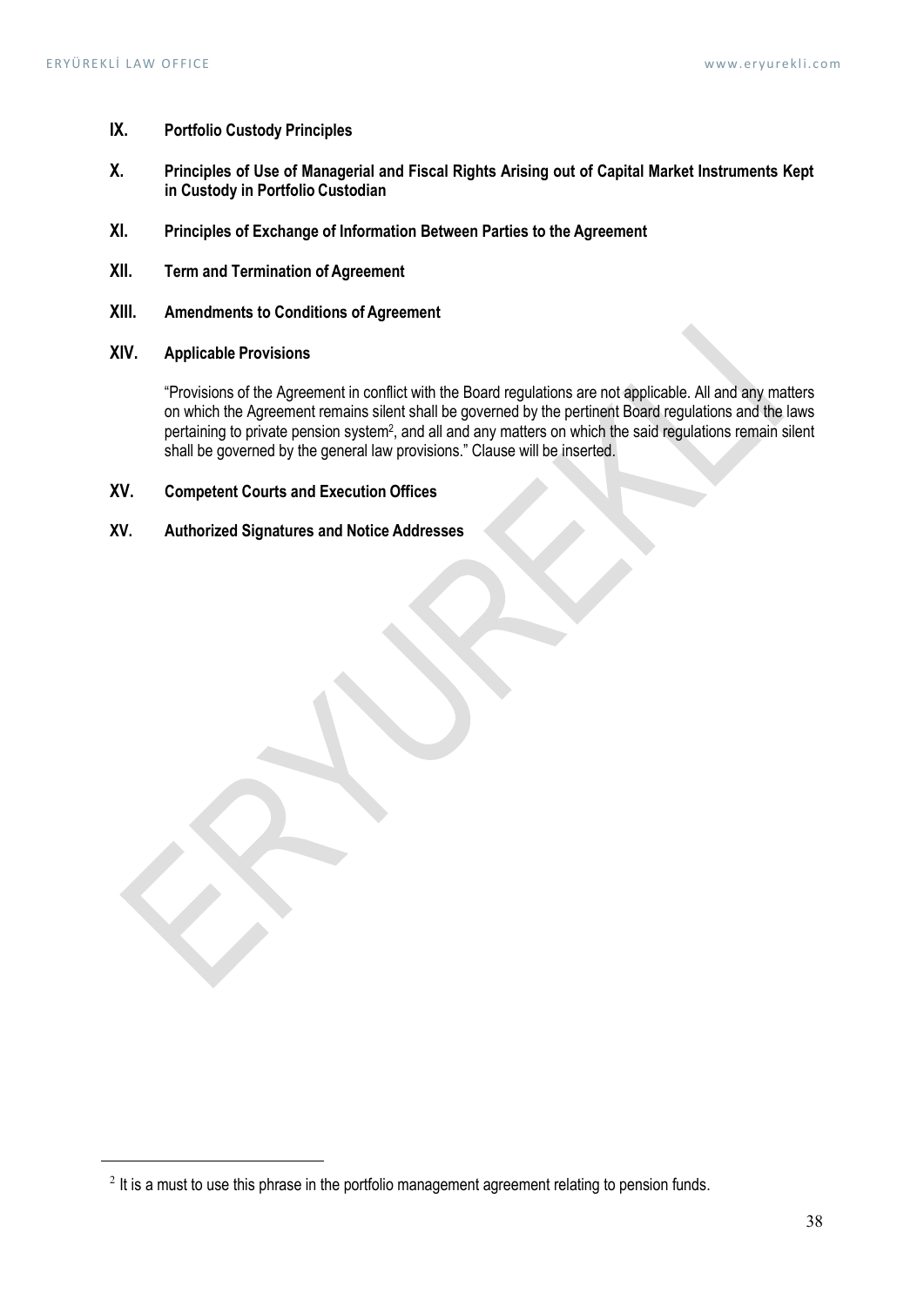## IX. Portfolio Custody Principles

## X. Principles of Use of Managerial and Fiscal Rights Arising out of Capital Market Instruments Kept in Custody in Portfolio Custodian

## XI. Principles of Exchange of Information Between Parties to the Agreement

## XII. Term and Termination of Agreement

## XIII. Amendments to Conditions of Agreement

## XIV. Applicable Provisions

"Provisions of the Agreement in conflict with the Board regulations are not applicable. All and any matters on which the Agreement remains silent shall be governed by the pertinent Board regulations and the laws pertaining to private pension system[2], and all and any matters on which the said regulations remain silent shall be governed by the general law provisions." Clause will be inserted.

## XV. Competent Courts and Execution Offices

## XV. Authorized Signatures and Notice Addresses

---

[2] It is a must to use this phrase in the portfolio management agreement relating to pension funds.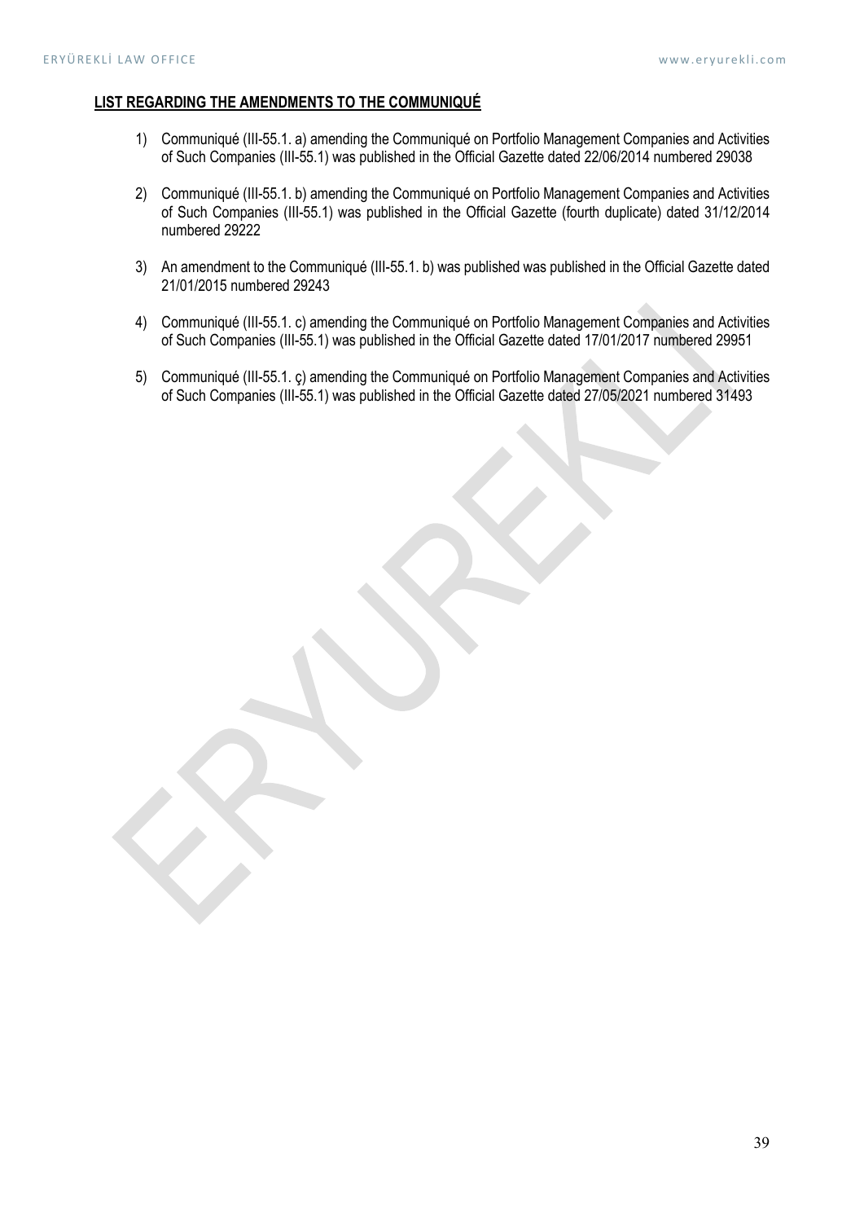**LIST REGARDING THE AMENDMENTS TO THE COMMUNIQUÉ**

1) Communiqué (III-55.1. a) amending the Communiqué on Portfolio Management Companies and Activities of Such Companies (III-55.1) was published in the Official Gazette dated 22/06/2014 numbered 29038

2) Communiqué (III-55.1. b) amending the Communiqué on Portfolio Management Companies and Activities of Such Companies (III-55.1) was published in the Official Gazette (fourth duplicate) dated 31/12/2014 numbered 29222

3) An amendment to the Communiqué (III-55.1. b) was published was published in the Official Gazette dated 21/01/2015 numbered 29243

4) Communiqué (III-55.1. c) amending the Communiqué on Portfolio Management Companies and Activities of Such Companies (III-55.1) was published in the Official Gazette dated 17/01/2017 numbered 29951

5) Communiqué (III-55.1. ç) amending the Communiqué on Portfolio Management Companies and Activities of Such Companies (III-55.1) was published in the Official Gazette dated 27/05/2021 numbered 31493